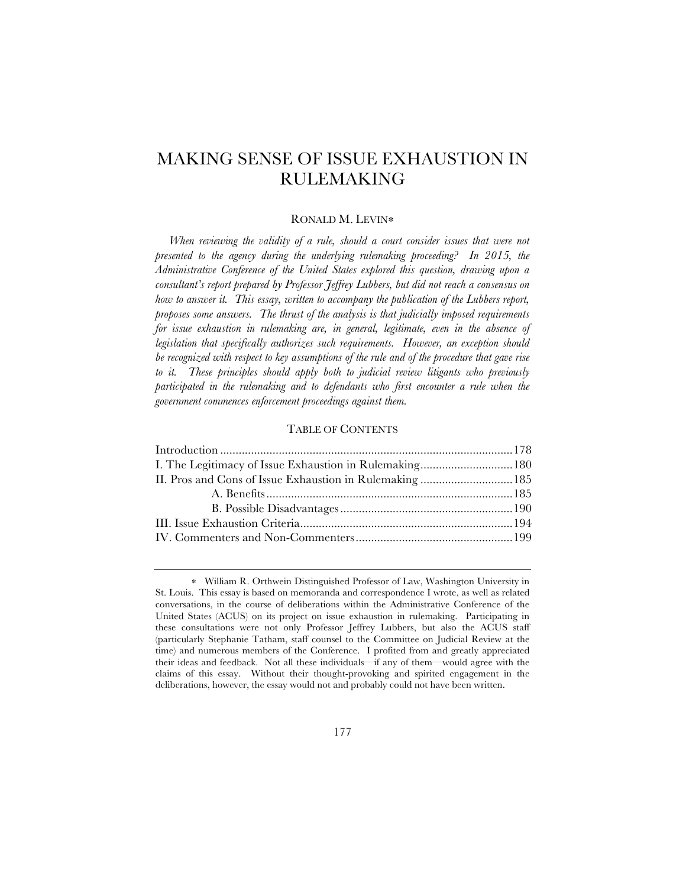# MAKING SENSE OF ISSUE EXHAUSTION IN RULEMAKING

RONALD M. LEVIN*

*When reviewing the validity of a rule, should a court consider issues that were not presented to the agency during the underlying rulemaking proceeding? In 2015, the Administrative Conference of the United States explored this question, drawing upon a consultant's report prepared by Professor Jeffrey Lubbers, but did not reach a consensus on how to answer it. This essay, written to accompany the publication of the Lubbers report, proposes some answers. The thrust of the analysis is that judicially imposed requirements for issue exhaustion in rulemaking are, in general, legitimate, even in the absence of legislation that specifically authorizes such requirements. However, an exception should be recognized with respect to key assumptions of the rule and of the procedure that gave rise to it. These principles should apply both to judicial review litigants who previously participated in the rulemaking and to defendants who first encounter a rule when the government commences enforcement proceedings against them.*

TABLE OF CONTENTS

| | |
|---|---|
| Introduction | 178 |
| I. The Legitimacy of Issue Exhaustion in Rulemaking | 180 |
| II. Pros and Cons of Issue Exhaustion in Rulemaking | 185 |
| A. Benefits | 185 |
| B. Possible Disadvantages | 190 |
| III. Issue Exhaustion Criteria | 194 |
| IV. Commenters and Non-Commenters | 199 |

---

* William R. Orthwein Distinguished Professor of Law, Washington University in St. Louis. This essay is based on memoranda and correspondence I wrote, as well as related conversations, in the course of deliberations within the Administrative Conference of the United States (ACUS) on its project on issue exhaustion in rulemaking. Participating in these consultations were not only Professor Jeffrey Lubbers, but also the ACUS staff (particularly Stephanie Tatham, staff counsel to the Committee on Judicial Review at the time) and numerous members of the Conference. I profited from and greatly appreciated their ideas and feedback. Not all these individuals—if any of them—would agree with the claims of this essay. Without their thought-provoking and spirited engagement in the deliberations, however, the essay would not and probably could not have been written.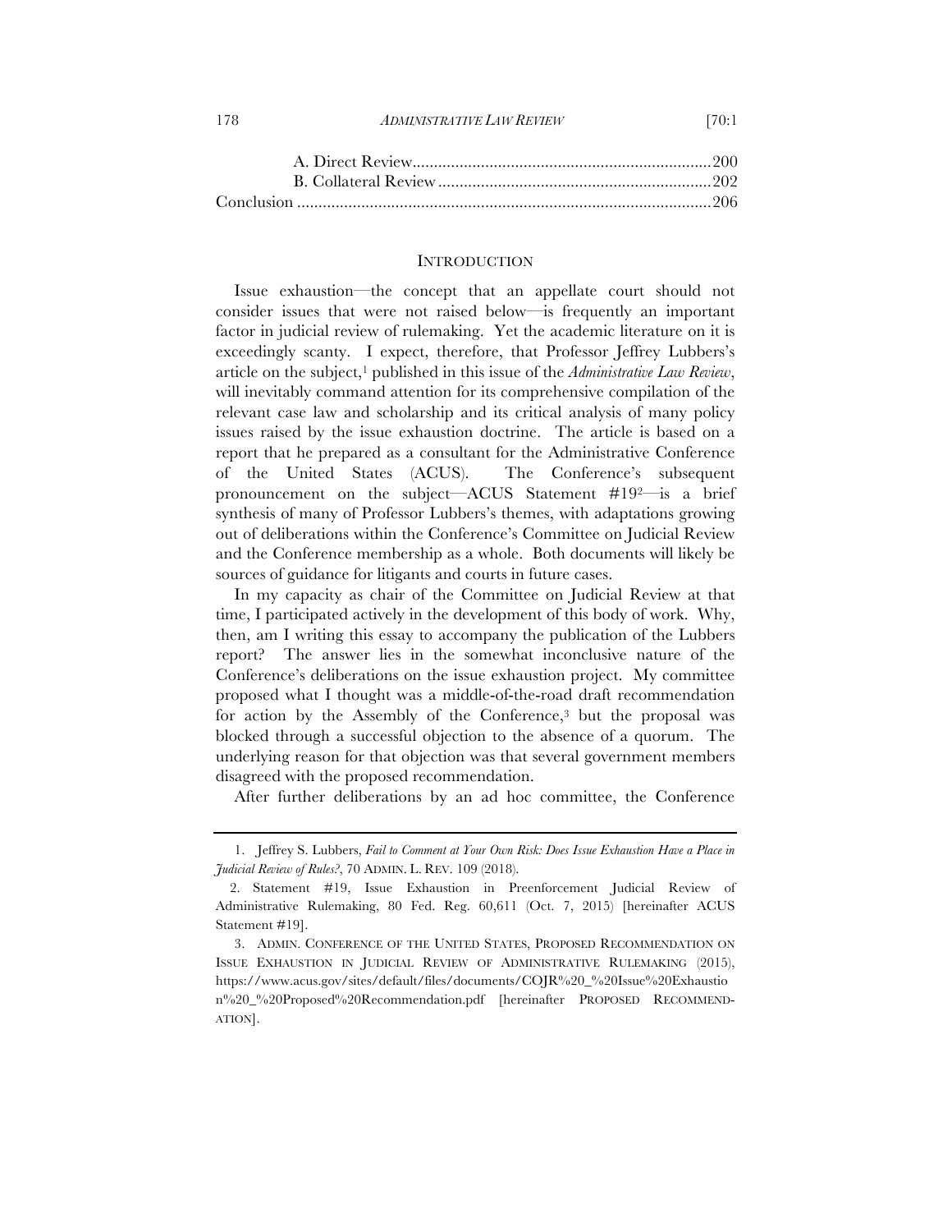A. Direct Review ..................................................................... 200
B. Collateral Review ............................................................... 202
Conclusion ................................................................................. 206

## INTRODUCTION

Issue exhaustion—the concept that an appellate court should not consider issues that were not raised below—is frequently an important factor in judicial review of rulemaking. Yet the academic literature on it is exceedingly scanty. I expect, therefore, that Professor Jeffrey Lubbers's article on the subject,[1] published in this issue of the *Administrative Law Review*, will inevitably command attention for its comprehensive compilation of the relevant case law and scholarship and its critical analysis of many policy issues raised by the issue exhaustion doctrine. The article is based on a report that he prepared as a consultant for the Administrative Conference of the United States (ACUS). The Conference's subsequent pronouncement on the subject—ACUS Statement #19[2]—is a brief synthesis of many of Professor Lubbers's themes, with adaptations growing out of deliberations within the Conference's Committee on Judicial Review and the Conference membership as a whole. Both documents will likely be sources of guidance for litigants and courts in future cases.

In my capacity as chair of the Committee on Judicial Review at that time, I participated actively in the development of this body of work. Why, then, am I writing this essay to accompany the publication of the Lubbers report? The answer lies in the somewhat inconclusive nature of the Conference's deliberations on the issue exhaustion project. My committee proposed what I thought was a middle-of-the-road draft recommendation for action by the Assembly of the Conference,[3] but the proposal was blocked through a successful objection to the absence of a quorum. The underlying reason for that objection was that several government members disagreed with the proposed recommendation.

After further deliberations by an ad hoc committee, the Conference

---

1. Jeffrey S. Lubbers, *Fail to Comment at Your Own Risk: Does Issue Exhaustion Have a Place in Judicial Review of Rules?*, 70 ADMIN. L. REV. 109 (2018).

2. Statement #19, Issue Exhaustion in Preenforcement Judicial Review of Administrative Rulemaking, 80 Fed. Reg. 60,611 (Oct. 7, 2015) [hereinafter ACUS Statement #19].

3. ADMIN. CONFERENCE OF THE UNITED STATES, PROPOSED RECOMMENDATION ON ISSUE EXHAUSTION IN JUDICIAL REVIEW OF ADMINISTRATIVE RULEMAKING (2015), https://www.acus.gov/sites/default/files/documents/COJR%20_%20Issue%20Exhaustion%20_%20Proposed%20Recommendation.pdf [hereinafter PROPOSED RECOMMENDATION].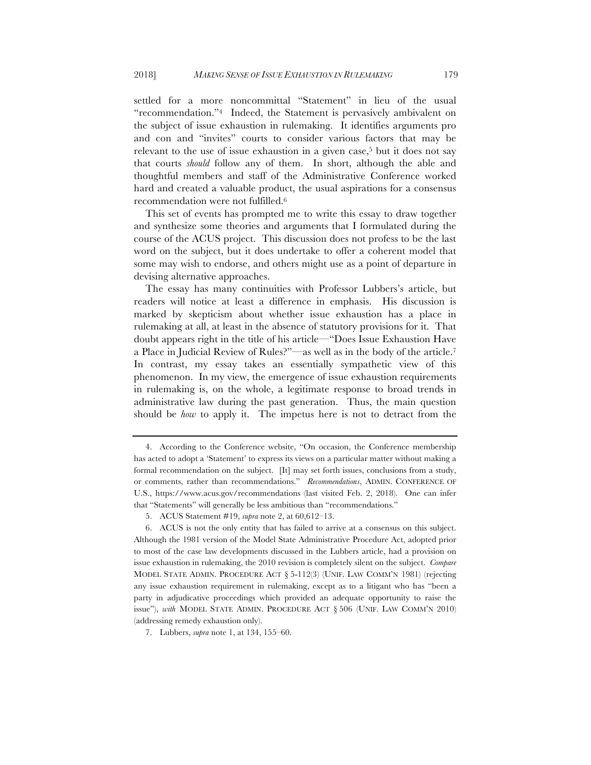settled for a more noncommittal "Statement" in lieu of the usual "recommendation."[4] Indeed, the Statement is pervasively ambivalent on the subject of issue exhaustion in rulemaking. It identifies arguments pro and con and "invites" courts to consider various factors that may be relevant to the use of issue exhaustion in a given case,[5] but it does not say that courts *should* follow any of them. In short, although the able and thoughtful members and staff of the Administrative Conference worked hard and created a valuable product, the usual aspirations for a consensus recommendation were not fulfilled.[6]

This set of events has prompted me to write this essay to draw together and synthesize some theories and arguments that I formulated during the course of the ACUS project. This discussion does not profess to be the last word on the subject, but it does undertake to offer a coherent model that some may wish to endorse, and others might use as a point of departure in devising alternative approaches.

The essay has many continuities with Professor Lubbers's article, but readers will notice at least a difference in emphasis. His discussion is marked by skepticism about whether issue exhaustion has a place in rulemaking at all, at least in the absence of statutory provisions for it. That doubt appears right in the title of his article—"Does Issue Exhaustion Have a Place in Judicial Review of Rules?"—as well as in the body of the article.[7] In contrast, my essay takes an essentially sympathetic view of this phenomenon. In my view, the emergence of issue exhaustion requirements in rulemaking is, on the whole, a legitimate response to broad trends in administrative law during the past generation. Thus, the main question should be *how* to apply it. The impetus here is not to detract from the

---

4. According to the Conference website, "On occasion, the Conference membership has acted to adopt a 'Statement' to express its views on a particular matter without making a formal recommendation on the subject. [It] may set forth issues, conclusions from a study, or comments, rather than recommendations." *Recommendations*, ADMIN. CONFERENCE OF U.S., https://www.acus.gov/recommendations (last visited Feb. 2, 2018). One can infer that "Statements" will generally be less ambitious than "recommendations."

5. ACUS Statement #19, *supra* note 2, at 60,612–13.

6. ACUS is not the only entity that has failed to arrive at a consensus on this subject. Although the 1981 version of the Model State Administrative Procedure Act, adopted prior to most of the case law developments discussed in the Lubbers article, had a provision on issue exhaustion in rulemaking, the 2010 revision is completely silent on the subject. *Compare* MODEL STATE ADMIN. PROCEDURE ACT § 5-112(3) (UNIF. LAW COMM'N 1981) (rejecting any issue exhaustion requirement in rulemaking, except as to a litigant who has "been a party in adjudicative proceedings which provided an adequate opportunity to raise the issue"), *with* MODEL STATE ADMIN. PROCEDURE ACT § 506 (UNIF. LAW COMM'N 2010) (addressing remedy exhaustion only).

7. Lubbers, *supra* note 1, at 134, 155–60.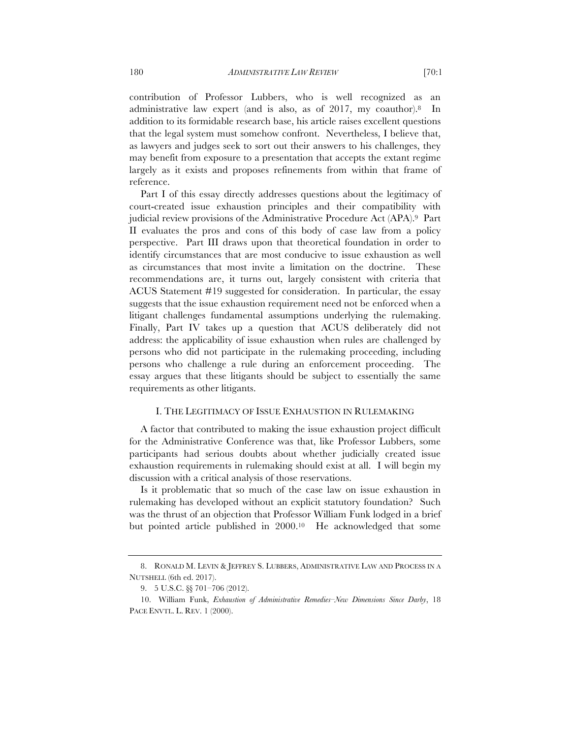contribution of Professor Lubbers, who is well recognized as an administrative law expert (and is also, as of 2017, my coauthor).[8] In addition to its formidable research base, his article raises excellent questions that the legal system must somehow confront. Nevertheless, I believe that, as lawyers and judges seek to sort out their answers to his challenges, they may benefit from exposure to a presentation that accepts the extant regime largely as it exists and proposes refinements from within that frame of reference.

Part I of this essay directly addresses questions about the legitimacy of court-created issue exhaustion principles and their compatibility with judicial review provisions of the Administrative Procedure Act (APA).[9] Part II evaluates the pros and cons of this body of case law from a policy perspective. Part III draws upon that theoretical foundation in order to identify circumstances that are most conducive to issue exhaustion as well as circumstances that most invite a limitation on the doctrine. These recommendations are, it turns out, largely consistent with criteria that ACUS Statement #19 suggested for consideration. In particular, the essay suggests that the issue exhaustion requirement need not be enforced when a litigant challenges fundamental assumptions underlying the rulemaking. Finally, Part IV takes up a question that ACUS deliberately did not address: the applicability of issue exhaustion when rules are challenged by persons who did not participate in the rulemaking proceeding, including persons who challenge a rule during an enforcement proceeding. The essay argues that these litigants should be subject to essentially the same requirements as other litigants.

## I. THE LEGITIMACY OF ISSUE EXHAUSTION IN RULEMAKING

A factor that contributed to making the issue exhaustion project difficult for the Administrative Conference was that, like Professor Lubbers, some participants had serious doubts about whether judicially created issue exhaustion requirements in rulemaking should exist at all. I will begin my discussion with a critical analysis of those reservations.

Is it problematic that so much of the case law on issue exhaustion in rulemaking has developed without an explicit statutory foundation? Such was the thrust of an objection that Professor William Funk lodged in a brief but pointed article published in 2000.[10] He acknowledged that some

---

8. RONALD M. LEVIN & JEFFREY S. LUBBERS, ADMINISTRATIVE LAW AND PROCESS IN A NUTSHELL (6th ed. 2017).

9. 5 U.S.C. §§ 701–706 (2012).

10. William Funk, *Exhaustion of Administrative Remedies–New Dimensions Since Darby*, 18 PACE ENVTL. L. REV. 1 (2000).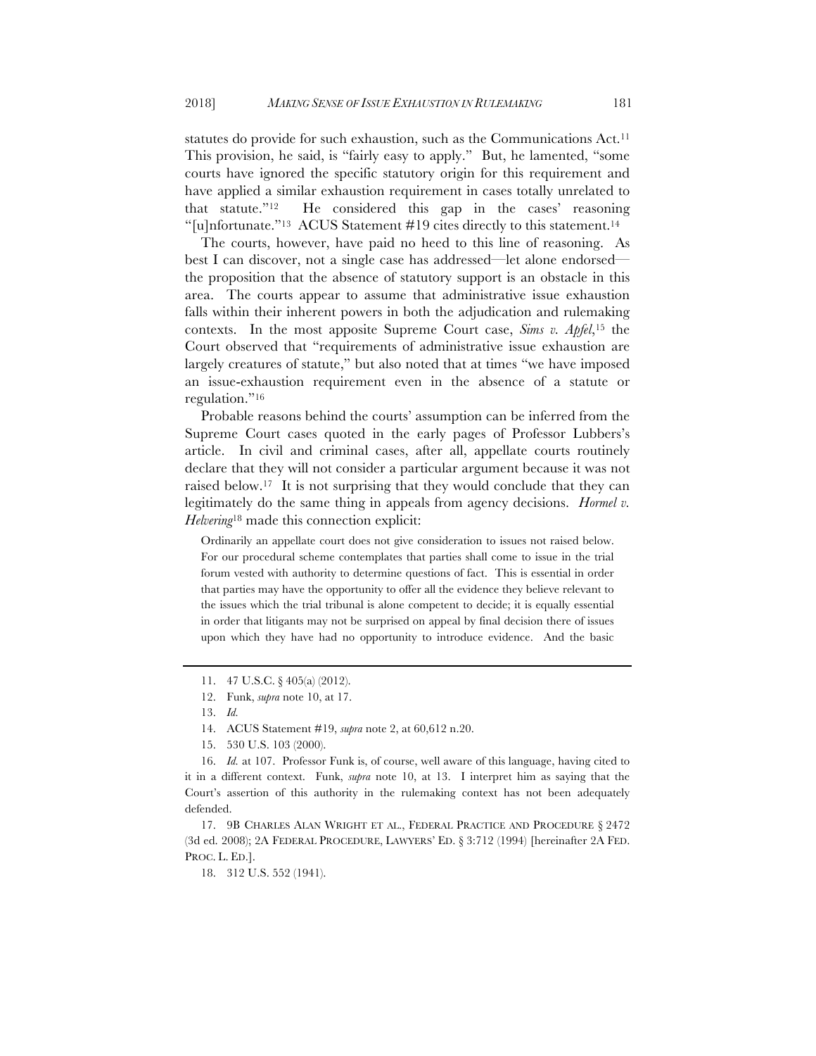statutes do provide for such exhaustion, such as the Communications Act.[11] This provision, he said, is "fairly easy to apply." But, he lamented, "some courts have ignored the specific statutory origin for this requirement and have applied a similar exhaustion requirement in cases totally unrelated to that statute."[12] He considered this gap in the cases' reasoning "[u]nfortunate."[13] ACUS Statement #19 cites directly to this statement.[14]

The courts, however, have paid no heed to this line of reasoning. As best I can discover, not a single case has addressed—let alone endorsed—the proposition that the absence of statutory support is an obstacle in this area. The courts appear to assume that administrative issue exhaustion falls within their inherent powers in both the adjudication and rulemaking contexts. In the most apposite Supreme Court case, *Sims v. Apfel*,[15] the Court observed that "requirements of administrative issue exhaustion are largely creatures of statute," but also noted that at times "we have imposed an issue-exhaustion requirement even in the absence of a statute or regulation."[16]

Probable reasons behind the courts' assumption can be inferred from the Supreme Court cases quoted in the early pages of Professor Lubbers's article. In civil and criminal cases, after all, appellate courts routinely declare that they will not consider a particular argument because it was not raised below.[17] It is not surprising that they would conclude that they can legitimately do the same thing in appeals from agency decisions. *Hormel v. Helvering*[18] made this connection explicit:

> Ordinarily an appellate court does not give consideration to issues not raised below. For our procedural scheme contemplates that parties shall come to issue in the trial forum vested with authority to determine questions of fact. This is essential in order that parties may have the opportunity to offer all the evidence they believe relevant to the issues which the trial tribunal is alone competent to decide; it is equally essential in order that litigants may not be surprised on appeal by final decision there of issues upon which they have had no opportunity to introduce evidence. And the basic

---

11. 47 U.S.C. § 405(a) (2012).

12. Funk, *supra* note 10, at 17.

13. *Id.*

14. ACUS Statement #19, *supra* note 2, at 60,612 n.20.

15. 530 U.S. 103 (2000).

16. *Id.* at 107. Professor Funk is, of course, well aware of this language, having cited to it in a different context. Funk, *supra* note 10, at 13. I interpret him as saying that the Court's assertion of this authority in the rulemaking context has not been adequately defended.

17. 9B CHARLES ALAN WRIGHT ET AL., FEDERAL PRACTICE AND PROCEDURE § 2472 (3d ed. 2008); 2A FEDERAL PROCEDURE, LAWYERS' ED. § 3:712 (1994) [hereinafter 2A FED. PROC. L. ED.].

18. 312 U.S. 552 (1941).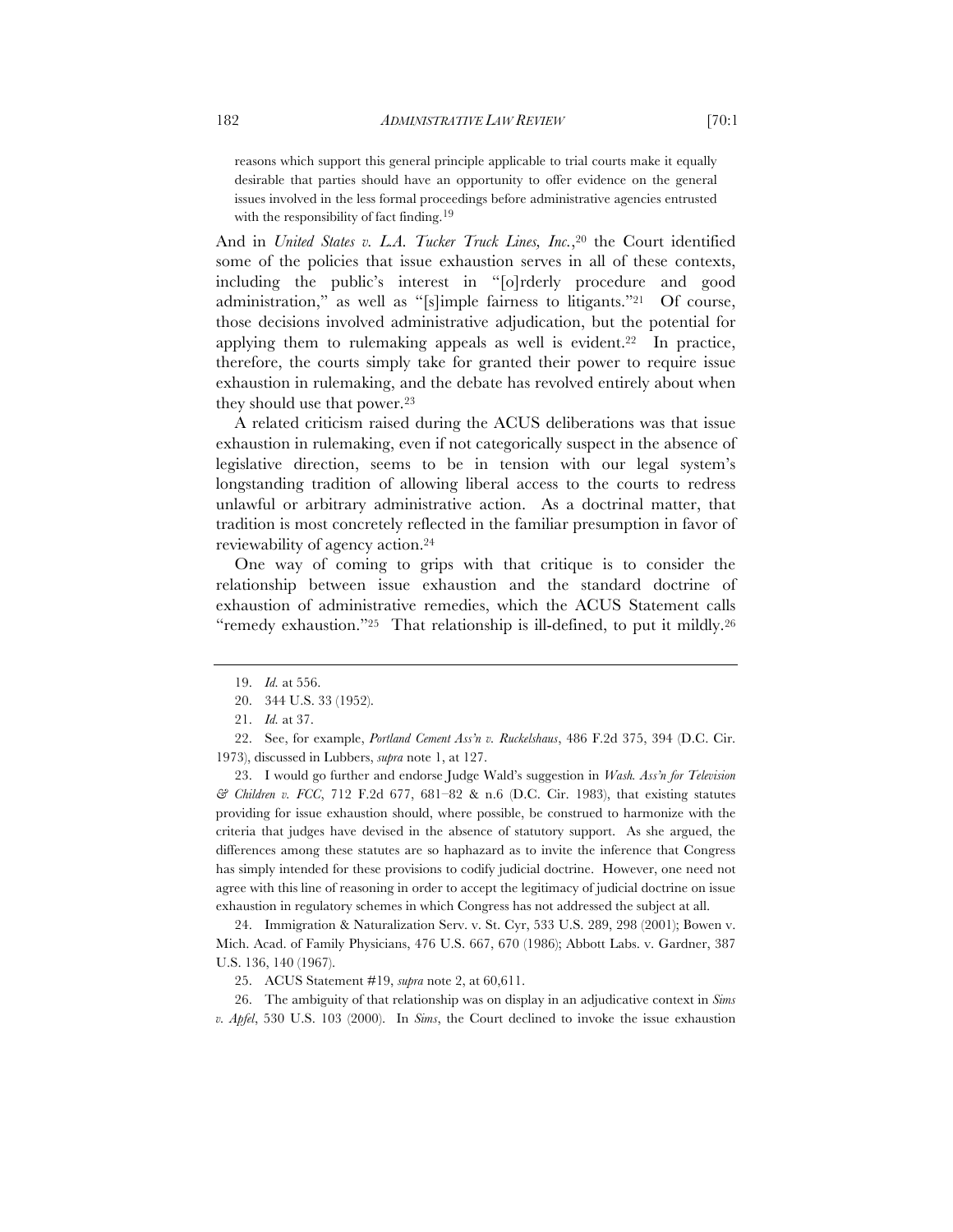> reasons which support this general principle applicable to trial courts make it equally desirable that parties should have an opportunity to offer evidence on the general issues involved in the less formal proceedings before administrative agencies entrusted with the responsibility of fact finding.[19]

And in *United States v. L.A. Tucker Truck Lines, Inc.*,[20] the Court identified some of the policies that issue exhaustion serves in all of these contexts, including the public's interest in "[o]rderly procedure and good administration," as well as "[s]imple fairness to litigants."[21] Of course, those decisions involved administrative adjudication, but the potential for applying them to rulemaking appeals as well is evident.[22] In practice, therefore, the courts simply take for granted their power to require issue exhaustion in rulemaking, and the debate has revolved entirely about when they should use that power.[23]

A related criticism raised during the ACUS deliberations was that issue exhaustion in rulemaking, even if not categorically suspect in the absence of legislative direction, seems to be in tension with our legal system's longstanding tradition of allowing liberal access to the courts to redress unlawful or arbitrary administrative action. As a doctrinal matter, that tradition is most concretely reflected in the familiar presumption in favor of reviewability of agency action.[24]

One way of coming to grips with that critique is to consider the relationship between issue exhaustion and the standard doctrine of exhaustion of administrative remedies, which the ACUS Statement calls "remedy exhaustion."[25] That relationship is ill-defined, to put it mildly.[26]

---

19. *Id.* at 556.

20. 344 U.S. 33 (1952).

21. *Id.* at 37.

22. See, for example, *Portland Cement Ass'n v. Ruckelshaus*, 486 F.2d 375, 394 (D.C. Cir. 1973), discussed in Lubbers, *supra* note 1, at 127.

23. I would go further and endorse Judge Wald's suggestion in *Wash. Ass'n for Television & Children v. FCC*, 712 F.2d 677, 681–82 & n.6 (D.C. Cir. 1983), that existing statutes providing for issue exhaustion should, where possible, be construed to harmonize with the criteria that judges have devised in the absence of statutory support. As she argued, the differences among these statutes are so haphazard as to invite the inference that Congress has simply intended for these provisions to codify judicial doctrine. However, one need not agree with this line of reasoning in order to accept the legitimacy of judicial doctrine on issue exhaustion in regulatory schemes in which Congress has not addressed the subject at all.

24. Immigration & Naturalization Serv. v. St. Cyr, 533 U.S. 289, 298 (2001); Bowen v. Mich. Acad. of Family Physicians, 476 U.S. 667, 670 (1986); Abbott Labs. v. Gardner, 387 U.S. 136, 140 (1967).

25. ACUS Statement #19, *supra* note 2, at 60,611.

26. The ambiguity of that relationship was on display in an adjudicative context in *Sims v. Apfel*, 530 U.S. 103 (2000). In *Sims*, the Court declined to invoke the issue exhaustion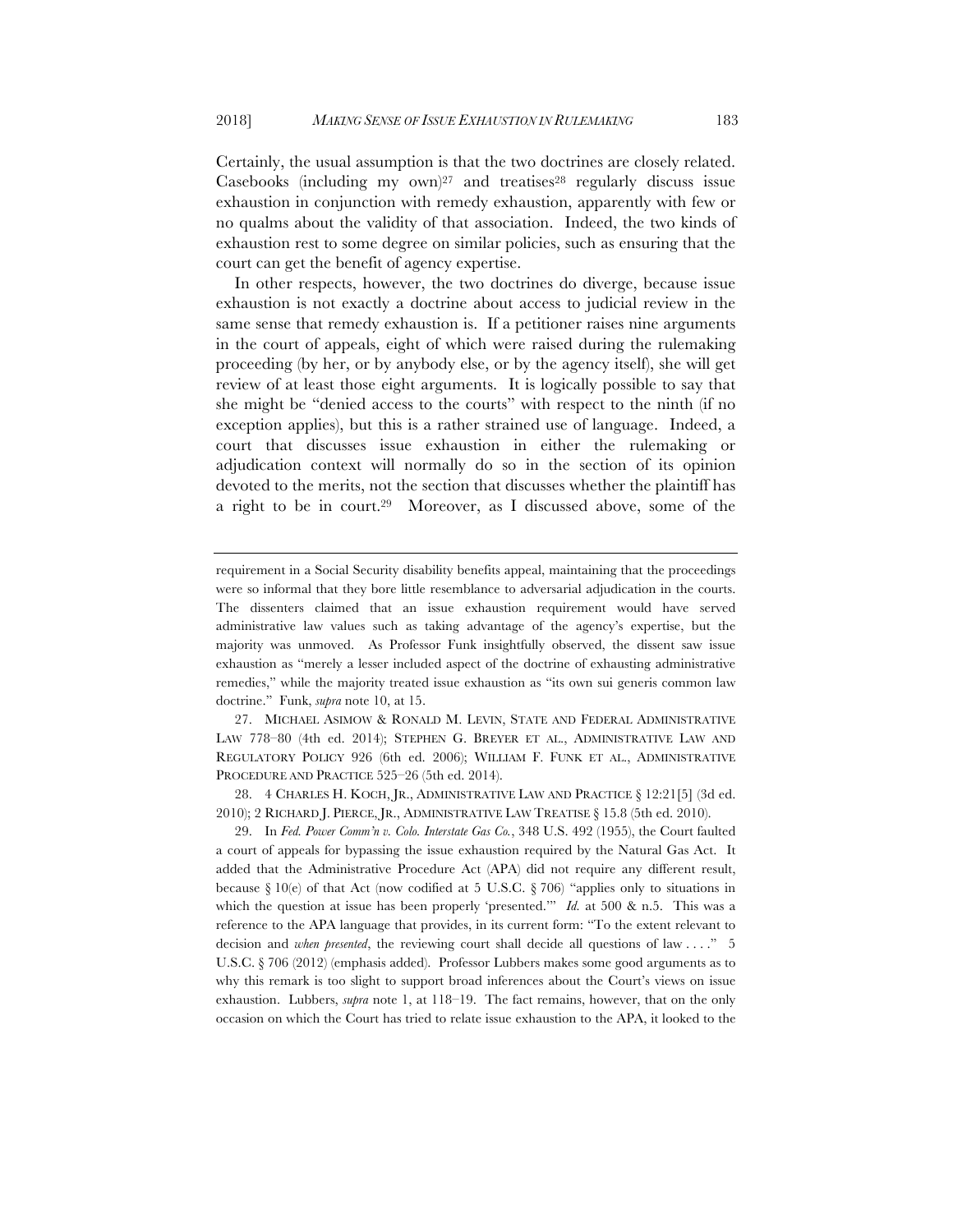Certainly, the usual assumption is that the two doctrines are closely related. Casebooks (including my own)[27] and treatises[28] regularly discuss issue exhaustion in conjunction with remedy exhaustion, apparently with few or no qualms about the validity of that association. Indeed, the two kinds of exhaustion rest to some degree on similar policies, such as ensuring that the court can get the benefit of agency expertise.

In other respects, however, the two doctrines do diverge, because issue exhaustion is not exactly a doctrine about access to judicial review in the same sense that remedy exhaustion is. If a petitioner raises nine arguments in the court of appeals, eight of which were raised during the rulemaking proceeding (by her, or by anybody else, or by the agency itself), she will get review of at least those eight arguments. It is logically possible to say that she might be "denied access to the courts" with respect to the ninth (if no exception applies), but this is a rather strained use of language. Indeed, a court that discusses issue exhaustion in either the rulemaking or adjudication context will normally do so in the section of its opinion devoted to the merits, not the section that discusses whether the plaintiff has a right to be in court.[29] Moreover, as I discussed above, some of the

---

requirement in a Social Security disability benefits appeal, maintaining that the proceedings were so informal that they bore little resemblance to adversarial adjudication in the courts. The dissenters claimed that an issue exhaustion requirement would have served administrative law values such as taking advantage of the agency's expertise, but the majority was unmoved. As Professor Funk insightfully observed, the dissent saw issue exhaustion as "merely a lesser included aspect of the doctrine of exhausting administrative remedies," while the majority treated issue exhaustion as "its own sui generis common law doctrine." Funk, *supra* note 10, at 15.

27. MICHAEL ASIMOW & RONALD M. LEVIN, STATE AND FEDERAL ADMINISTRATIVE LAW 778–80 (4th ed. 2014); STEPHEN G. BREYER ET AL., ADMINISTRATIVE LAW AND REGULATORY POLICY 926 (6th ed. 2006); WILLIAM F. FUNK ET AL., ADMINISTRATIVE PROCEDURE AND PRACTICE 525–26 (5th ed. 2014).

28. 4 CHARLES H. KOCH, JR., ADMINISTRATIVE LAW AND PRACTICE § 12:21[5] (3d ed. 2010); 2 RICHARD J. PIERCE, JR., ADMINISTRATIVE LAW TREATISE § 15.8 (5th ed. 2010).

29. In *Fed. Power Comm'n v. Colo. Interstate Gas Co.*, 348 U.S. 492 (1955), the Court faulted a court of appeals for bypassing the issue exhaustion required by the Natural Gas Act. It added that the Administrative Procedure Act (APA) did not require any different result, because § 10(e) of that Act (now codified at 5 U.S.C. § 706) "applies only to situations in which the question at issue has been properly 'presented.'" *Id.* at 500 & n.5. This was a reference to the APA language that provides, in its current form: "To the extent relevant to decision and *when presented*, the reviewing court shall decide all questions of law . . . ." 5 U.S.C. § 706 (2012) (emphasis added). Professor Lubbers makes some good arguments as to why this remark is too slight to support broad inferences about the Court's views on issue exhaustion. Lubbers, *supra* note 1, at 118–19. The fact remains, however, that on the only occasion on which the Court has tried to relate issue exhaustion to the APA, it looked to the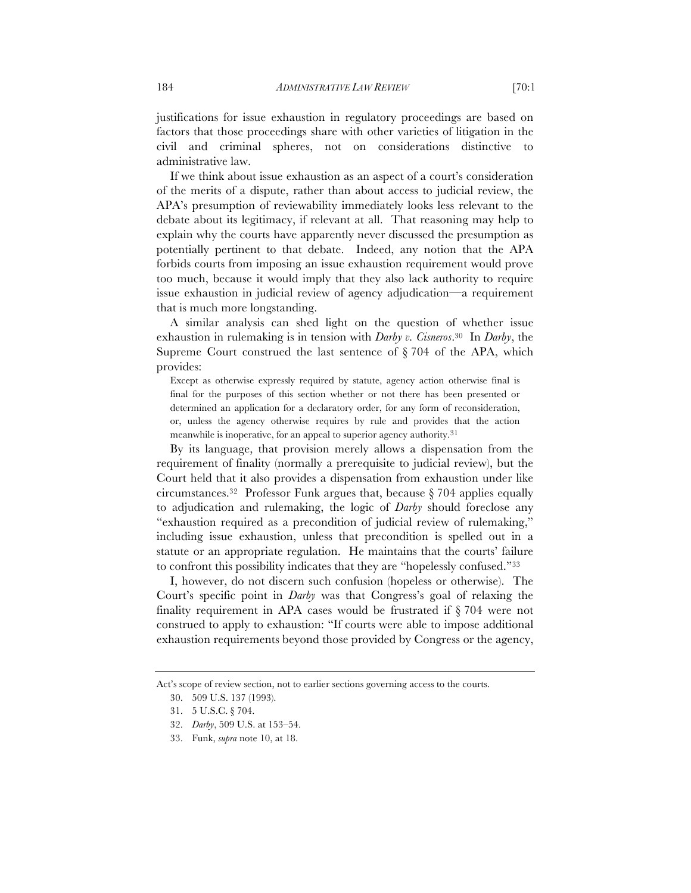justifications for issue exhaustion in regulatory proceedings are based on factors that those proceedings share with other varieties of litigation in the civil and criminal spheres, not on considerations distinctive to administrative law.

If we think about issue exhaustion as an aspect of a court's consideration of the merits of a dispute, rather than about access to judicial review, the APA's presumption of reviewability immediately looks less relevant to the debate about its legitimacy, if relevant at all. That reasoning may help to explain why the courts have apparently never discussed the presumption as potentially pertinent to that debate. Indeed, any notion that the APA forbids courts from imposing an issue exhaustion requirement would prove too much, because it would imply that they also lack authority to require issue exhaustion in judicial review of agency adjudication—a requirement that is much more longstanding.

A similar analysis can shed light on the question of whether issue exhaustion in rulemaking is in tension with *Darby v. Cisneros*.[30] In *Darby*, the Supreme Court construed the last sentence of § 704 of the APA, which provides:

> Except as otherwise expressly required by statute, agency action otherwise final is final for the purposes of this section whether or not there has been presented or determined an application for a declaratory order, for any form of reconsideration, or, unless the agency otherwise requires by rule and provides that the action meanwhile is inoperative, for an appeal to superior agency authority.[31]

By its language, that provision merely allows a dispensation from the requirement of finality (normally a prerequisite to judicial review), but the Court held that it also provides a dispensation from exhaustion under like circumstances.[32] Professor Funk argues that, because § 704 applies equally to adjudication and rulemaking, the logic of *Darby* should foreclose any "exhaustion required as a precondition of judicial review of rulemaking," including issue exhaustion, unless that precondition is spelled out in a statute or an appropriate regulation. He maintains that the courts' failure to confront this possibility indicates that they are "hopelessly confused."[33]

I, however, do not discern such confusion (hopeless or otherwise). The Court's specific point in *Darby* was that Congress's goal of relaxing the finality requirement in APA cases would be frustrated if § 704 were not construed to apply to exhaustion: "If courts were able to impose additional exhaustion requirements beyond those provided by Congress or the agency,

---

Act's scope of review section, not to earlier sections governing access to the courts.

30. 509 U.S. 137 (1993).

31. 5 U.S.C. § 704.

32. *Darby*, 509 U.S. at 153–54.

33. Funk, *supra* note 10, at 18.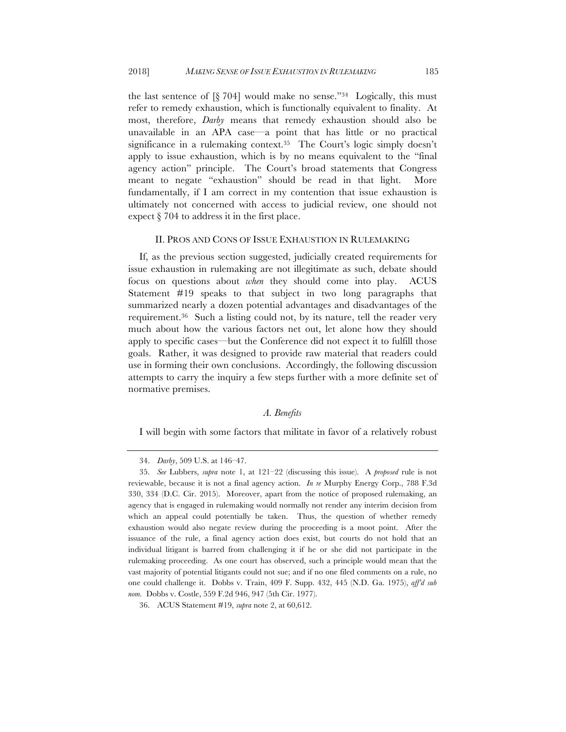the last sentence of [§ 704] would make no sense."[34] Logically, this must refer to remedy exhaustion, which is functionally equivalent to finality. At most, therefore, *Darby* means that remedy exhaustion should also be unavailable in an APA case—a point that has little or no practical significance in a rulemaking context.[35] The Court's logic simply doesn't apply to issue exhaustion, which is by no means equivalent to the "final agency action" principle. The Court's broad statements that Congress meant to negate "exhaustion" should be read in that light. More fundamentally, if I am correct in my contention that issue exhaustion is ultimately not concerned with access to judicial review, one should not expect § 704 to address it in the first place.

## II. Pros and Cons of Issue Exhaustion in Rulemaking

If, as the previous section suggested, judicially created requirements for issue exhaustion in rulemaking are not illegitimate as such, debate should focus on questions about *when* they should come into play. ACUS Statement #19 speaks to that subject in two long paragraphs that summarized nearly a dozen potential advantages and disadvantages of the requirement.[36] Such a listing could not, by its nature, tell the reader very much about how the various factors net out, let alone how they should apply to specific cases—but the Conference did not expect it to fulfill those goals. Rather, it was designed to provide raw material that readers could use in forming their own conclusions. Accordingly, the following discussion attempts to carry the inquiry a few steps further with a more definite set of normative premises.

### *A. Benefits*

I will begin with some factors that militate in favor of a relatively robust

---

34. *Darby*, 509 U.S. at 146–47.

35. *See* Lubbers, *supra* note 1, at 121–22 (discussing this issue). A *proposed* rule is not reviewable, because it is not a final agency action. *In re* Murphy Energy Corp., 788 F.3d 330, 334 (D.C. Cir. 2015). Moreover, apart from the notice of proposed rulemaking, an agency that is engaged in rulemaking would normally not render any interim decision from which an appeal could potentially be taken. Thus, the question of whether remedy exhaustion would also negate review during the proceeding is a moot point. After the issuance of the rule, a final agency action does exist, but courts do not hold that an individual litigant is barred from challenging it if he or she did not participate in the rulemaking proceeding. As one court has observed, such a principle would mean that the vast majority of potential litigants could not sue; and if no one filed comments on a rule, no one could challenge it. Dobbs v. Train, 409 F. Supp. 432, 445 (N.D. Ga. 1975), *aff'd sub nom.* Dobbs v. Costle, 559 F.2d 946, 947 (5th Cir. 1977).

36. ACUS Statement #19, *supra* note 2, at 60,612.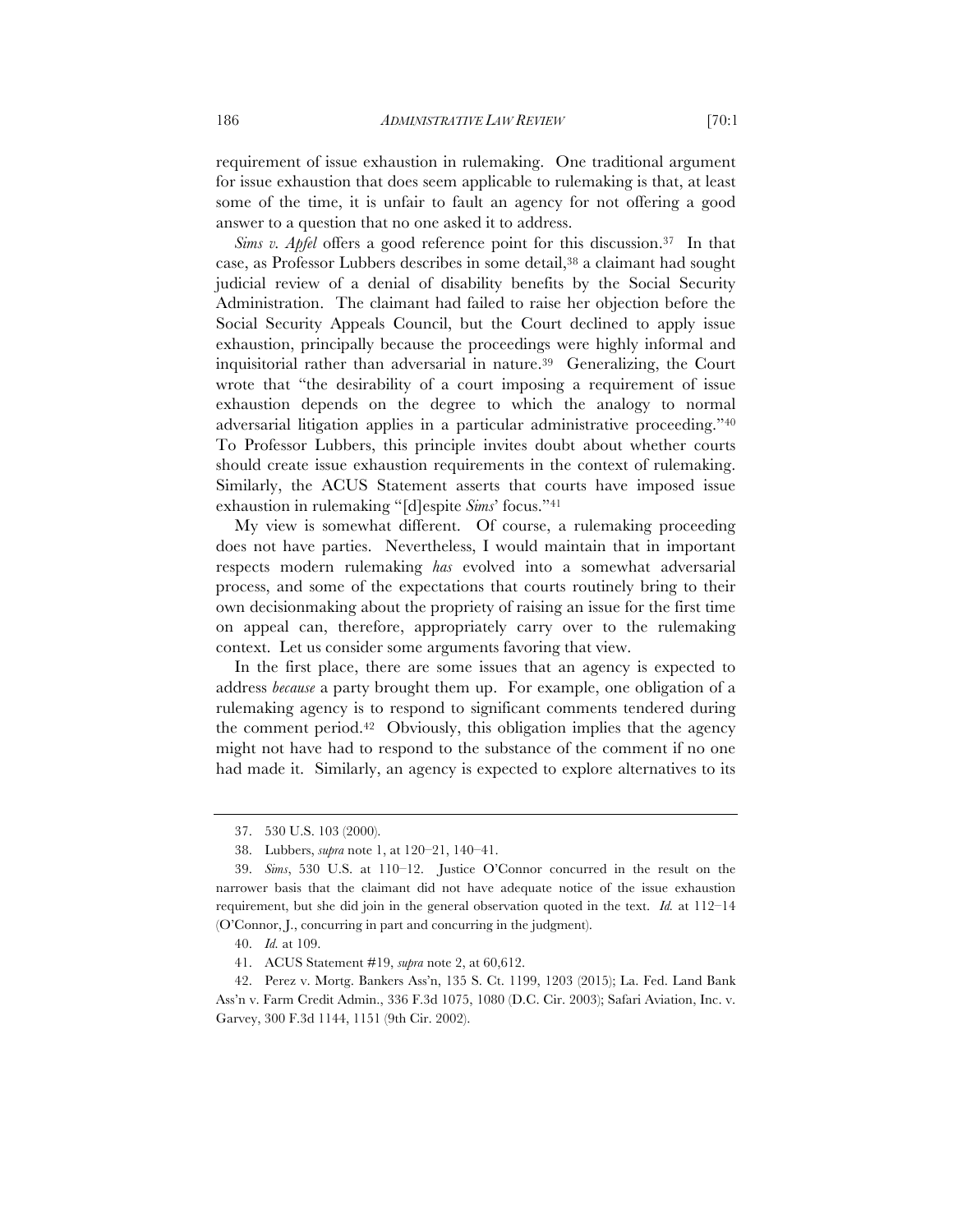requirement of issue exhaustion in rulemaking. One traditional argument for issue exhaustion that does seem applicable to rulemaking is that, at least some of the time, it is unfair to fault an agency for not offering a good answer to a question that no one asked it to address.

*Sims v. Apfel* offers a good reference point for this discussion.[37] In that case, as Professor Lubbers describes in some detail,[38] a claimant had sought judicial review of a denial of disability benefits by the Social Security Administration. The claimant had failed to raise her objection before the Social Security Appeals Council, but the Court declined to apply issue exhaustion, principally because the proceedings were highly informal and inquisitorial rather than adversarial in nature.[39] Generalizing, the Court wrote that "the desirability of a court imposing a requirement of issue exhaustion depends on the degree to which the analogy to normal adversarial litigation applies in a particular administrative proceeding."[40] To Professor Lubbers, this principle invites doubt about whether courts should create issue exhaustion requirements in the context of rulemaking. Similarly, the ACUS Statement asserts that courts have imposed issue exhaustion in rulemaking "[d]espite *Sims*' focus."[41]

My view is somewhat different. Of course, a rulemaking proceeding does not have parties. Nevertheless, I would maintain that in important respects modern rulemaking *has* evolved into a somewhat adversarial process, and some of the expectations that courts routinely bring to their own decisionmaking about the propriety of raising an issue for the first time on appeal can, therefore, appropriately carry over to the rulemaking context. Let us consider some arguments favoring that view.

In the first place, there are some issues that an agency is expected to address *because* a party brought them up. For example, one obligation of a rulemaking agency is to respond to significant comments tendered during the comment period.[42] Obviously, this obligation implies that the agency might not have had to respond to the substance of the comment if no one had made it. Similarly, an agency is expected to explore alternatives to its

37. 530 U.S. 103 (2000).

38. Lubbers, *supra* note 1, at 120–21, 140–41.

39. *Sims*, 530 U.S. at 110–12. Justice O'Connor concurred in the result on the narrower basis that the claimant did not have adequate notice of the issue exhaustion requirement, but she did join in the general observation quoted in the text. *Id.* at 112–14 (O'Connor, J., concurring in part and concurring in the judgment).

40. *Id.* at 109.

41. ACUS Statement #19, *supra* note 2, at 60,612.

42. Perez v. Mortg. Bankers Ass'n, 135 S. Ct. 1199, 1203 (2015); La. Fed. Land Bank Ass'n v. Farm Credit Admin., 336 F.3d 1075, 1080 (D.C. Cir. 2003); Safari Aviation, Inc. v. Garvey, 300 F.3d 1144, 1151 (9th Cir. 2002).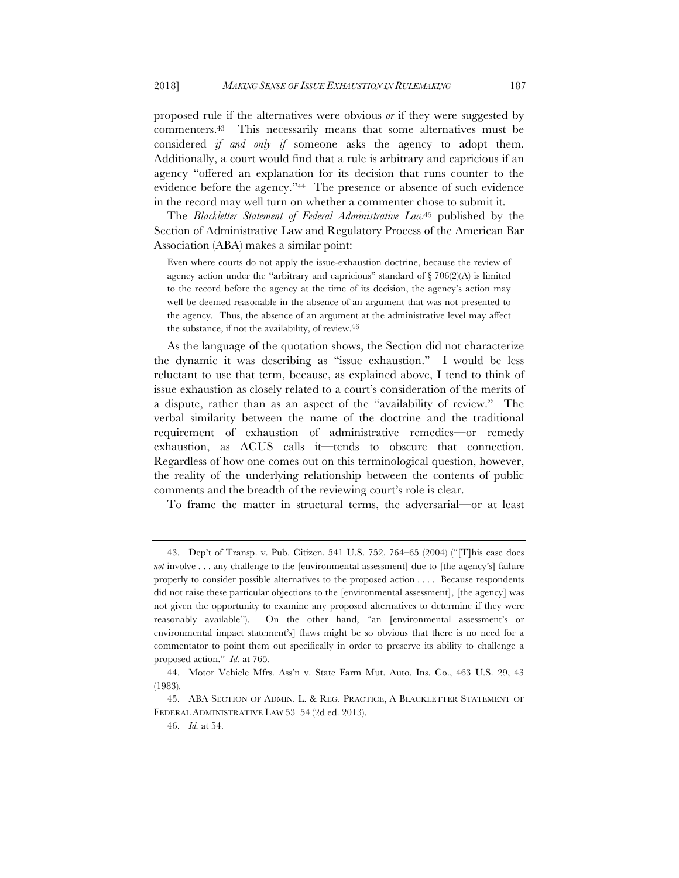proposed rule if the alternatives were obvious *or* if they were suggested by commenters.[43] This necessarily means that some alternatives must be considered *if and only if* someone asks the agency to adopt them. Additionally, a court would find that a rule is arbitrary and capricious if an agency "offered an explanation for its decision that runs counter to the evidence before the agency."[44] The presence or absence of such evidence in the record may well turn on whether a commenter chose to submit it.

The *Blackletter Statement of Federal Administrative Law*[45] published by the Section of Administrative Law and Regulatory Process of the American Bar Association (ABA) makes a similar point:

> Even where courts do not apply the issue-exhaustion doctrine, because the review of agency action under the "arbitrary and capricious" standard of § 706(2)(A) is limited to the record before the agency at the time of its decision, the agency's action may well be deemed reasonable in the absence of an argument that was not presented to the agency. Thus, the absence of an argument at the administrative level may affect the substance, if not the availability, of review.[46]

As the language of the quotation shows, the Section did not characterize the dynamic it was describing as "issue exhaustion." I would be less reluctant to use that term, because, as explained above, I tend to think of issue exhaustion as closely related to a court's consideration of the merits of a dispute, rather than as an aspect of the "availability of review." The verbal similarity between the name of the doctrine and the traditional requirement of exhaustion of administrative remedies—or remedy exhaustion, as ACUS calls it—tends to obscure that connection. Regardless of how one comes out on this terminological question, however, the reality of the underlying relationship between the contents of public comments and the breadth of the reviewing court's role is clear.

To frame the matter in structural terms, the adversarial—or at least

---

43. Dep't of Transp. v. Pub. Citizen, 541 U.S. 752, 764–65 (2004) ("[T]his case does *not* involve . . . any challenge to the [environmental assessment] due to [the agency's] failure properly to consider possible alternatives to the proposed action . . . . Because respondents did not raise these particular objections to the [environmental assessment], [the agency] was not given the opportunity to examine any proposed alternatives to determine if they were reasonably available"). On the other hand, "an [environmental assessment's or environmental impact statement's] flaws might be so obvious that there is no need for a commentator to point them out specifically in order to preserve its ability to challenge a proposed action." *Id.* at 765.

44. Motor Vehicle Mfrs. Ass'n v. State Farm Mut. Auto. Ins. Co., 463 U.S. 29, 43 (1983).

45. ABA SECTION OF ADMIN. L. & REG. PRACTICE, A BLACKLETTER STATEMENT OF FEDERAL ADMINISTRATIVE LAW 53–54 (2d ed. 2013).

46. *Id.* at 54.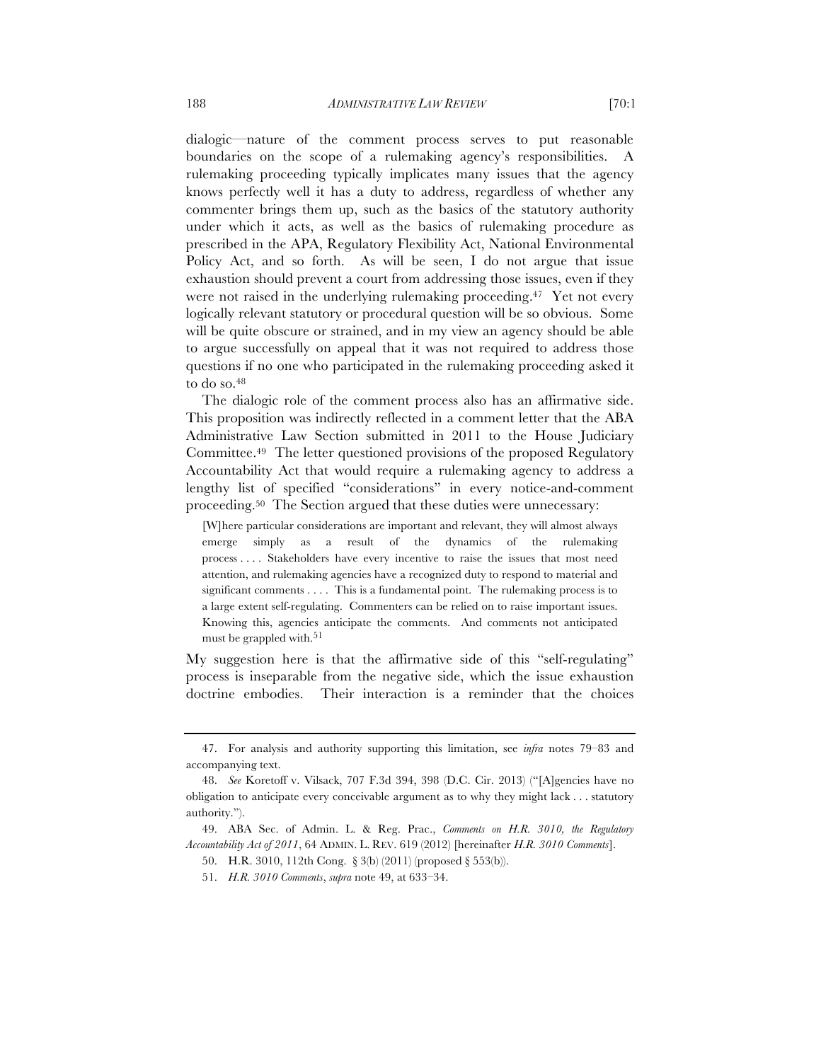dialogic—nature of the comment process serves to put reasonable boundaries on the scope of a rulemaking agency's responsibilities. A rulemaking proceeding typically implicates many issues that the agency knows perfectly well it has a duty to address, regardless of whether any commenter brings them up, such as the basics of the statutory authority under which it acts, as well as the basics of rulemaking procedure as prescribed in the APA, Regulatory Flexibility Act, National Environmental Policy Act, and so forth. As will be seen, I do not argue that issue exhaustion should prevent a court from addressing those issues, even if they were not raised in the underlying rulemaking proceeding.[47] Yet not every logically relevant statutory or procedural question will be so obvious. Some will be quite obscure or strained, and in my view an agency should be able to argue successfully on appeal that it was not required to address those questions if no one who participated in the rulemaking proceeding asked it to do so.[48]

The dialogic role of the comment process also has an affirmative side. This proposition was indirectly reflected in a comment letter that the ABA Administrative Law Section submitted in 2011 to the House Judiciary Committee.[49] The letter questioned provisions of the proposed Regulatory Accountability Act that would require a rulemaking agency to address a lengthy list of specified "considerations" in every notice-and-comment proceeding.[50] The Section argued that these duties were unnecessary:

> [W]here particular considerations are important and relevant, they will almost always emerge simply as a result of the dynamics of the rulemaking process . . . . Stakeholders have every incentive to raise the issues that most need attention, and rulemaking agencies have a recognized duty to respond to material and significant comments . . . . This is a fundamental point. The rulemaking process is to a large extent self-regulating. Commenters can be relied on to raise important issues. Knowing this, agencies anticipate the comments. And comments not anticipated must be grappled with.[51]

My suggestion here is that the affirmative side of this "self-regulating" process is inseparable from the negative side, which the issue exhaustion doctrine embodies. Their interaction is a reminder that the choices

---

47. For analysis and authority supporting this limitation, see *infra* notes 79–83 and accompanying text.

48. *See* Koretoff v. Vilsack, 707 F.3d 394, 398 (D.C. Cir. 2013) ("[A]gencies have no obligation to anticipate every conceivable argument as to why they might lack . . . statutory authority.").

49. ABA Sec. of Admin. L. & Reg. Prac., *Comments on H.R. 3010, the Regulatory Accountability Act of 2011*, 64 ADMIN. L. REV. 619 (2012) [hereinafter *H.R. 3010 Comments*].

50. H.R. 3010, 112th Cong. § 3(b) (2011) (proposed § 553(b)).

51. *H.R. 3010 Comments*, *supra* note 49, at 633–34.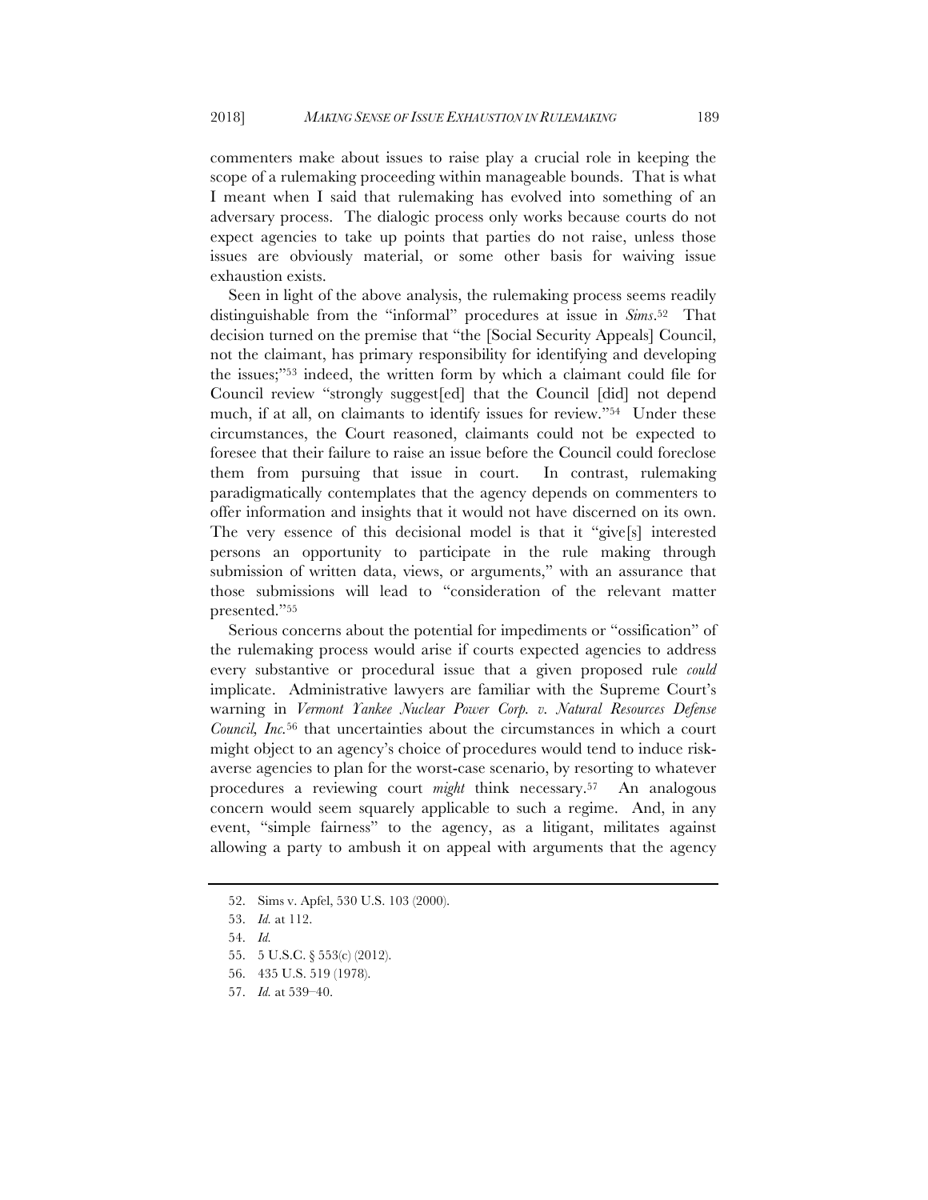commenters make about issues to raise play a crucial role in keeping the scope of a rulemaking proceeding within manageable bounds. That is what I meant when I said that rulemaking has evolved into something of an adversary process. The dialogic process only works because courts do not expect agencies to take up points that parties do not raise, unless those issues are obviously material, or some other basis for waiving issue exhaustion exists.

Seen in light of the above analysis, the rulemaking process seems readily distinguishable from the "informal" procedures at issue in *Sims*.[52] That decision turned on the premise that "the [Social Security Appeals] Council, not the claimant, has primary responsibility for identifying and developing the issues;"[53] indeed, the written form by which a claimant could file for Council review "strongly suggest[ed] that the Council [did] not depend much, if at all, on claimants to identify issues for review."[54] Under these circumstances, the Court reasoned, claimants could not be expected to foresee that their failure to raise an issue before the Council could foreclose them from pursuing that issue in court. In contrast, rulemaking paradigmatically contemplates that the agency depends on commenters to offer information and insights that it would not have discerned on its own. The very essence of this decisional model is that it "give[s] interested persons an opportunity to participate in the rule making through submission of written data, views, or arguments," with an assurance that those submissions will lead to "consideration of the relevant matter presented."[55]

Serious concerns about the potential for impediments or "ossification" of the rulemaking process would arise if courts expected agencies to address every substantive or procedural issue that a given proposed rule *could* implicate. Administrative lawyers are familiar with the Supreme Court's warning in *Vermont Yankee Nuclear Power Corp. v. Natural Resources Defense Council, Inc.*[56] that uncertainties about the circumstances in which a court might object to an agency's choice of procedures would tend to induce risk-averse agencies to plan for the worst-case scenario, by resorting to whatever procedures a reviewing court *might* think necessary.[57] An analogous concern would seem squarely applicable to such a regime. And, in any event, "simple fairness" to the agency, as a litigant, militates against allowing a party to ambush it on appeal with arguments that the agency

---

52. Sims v. Apfel, 530 U.S. 103 (2000).

53. *Id.* at 112.

54. *Id.*

55. 5 U.S.C. § 553(c) (2012).

56. 435 U.S. 519 (1978).

57. *Id.* at 539–40.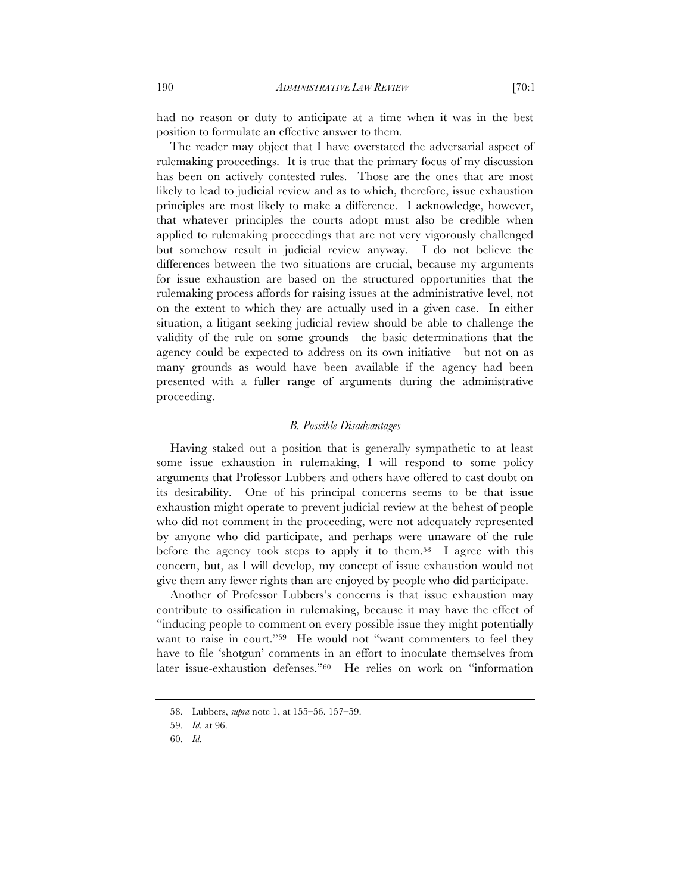had no reason or duty to anticipate at a time when it was in the best position to formulate an effective answer to them.

The reader may object that I have overstated the adversarial aspect of rulemaking proceedings. It is true that the primary focus of my discussion has been on actively contested rules. Those are the ones that are most likely to lead to judicial review and as to which, therefore, issue exhaustion principles are most likely to make a difference. I acknowledge, however, that whatever principles the courts adopt must also be credible when applied to rulemaking proceedings that are not very vigorously challenged but somehow result in judicial review anyway. I do not believe the differences between the two situations are crucial, because my arguments for issue exhaustion are based on the structured opportunities that the rulemaking process affords for raising issues at the administrative level, not on the extent to which they are actually used in a given case. In either situation, a litigant seeking judicial review should be able to challenge the validity of the rule on some grounds—the basic determinations that the agency could be expected to address on its own initiative—but not on as many grounds as would have been available if the agency had been presented with a fuller range of arguments during the administrative proceeding.

### *B. Possible Disadvantages*

Having staked out a position that is generally sympathetic to at least some issue exhaustion in rulemaking, I will respond to some policy arguments that Professor Lubbers and others have offered to cast doubt on its desirability. One of his principal concerns seems to be that issue exhaustion might operate to prevent judicial review at the behest of people who did not comment in the proceeding, were not adequately represented by anyone who did participate, and perhaps were unaware of the rule before the agency took steps to apply it to them.[58] I agree with this concern, but, as I will develop, my concept of issue exhaustion would not give them any fewer rights than are enjoyed by people who did participate.

Another of Professor Lubbers's concerns is that issue exhaustion may contribute to ossification in rulemaking, because it may have the effect of "inducing people to comment on every possible issue they might potentially want to raise in court."[59] He would not "want commenters to feel they have to file 'shotgun' comments in an effort to inoculate themselves from later issue-exhaustion defenses."[60] He relies on work on "information

---

58. Lubbers, *supra* note 1, at 155–56, 157–59.

59. *Id.* at 96.

60. *Id.*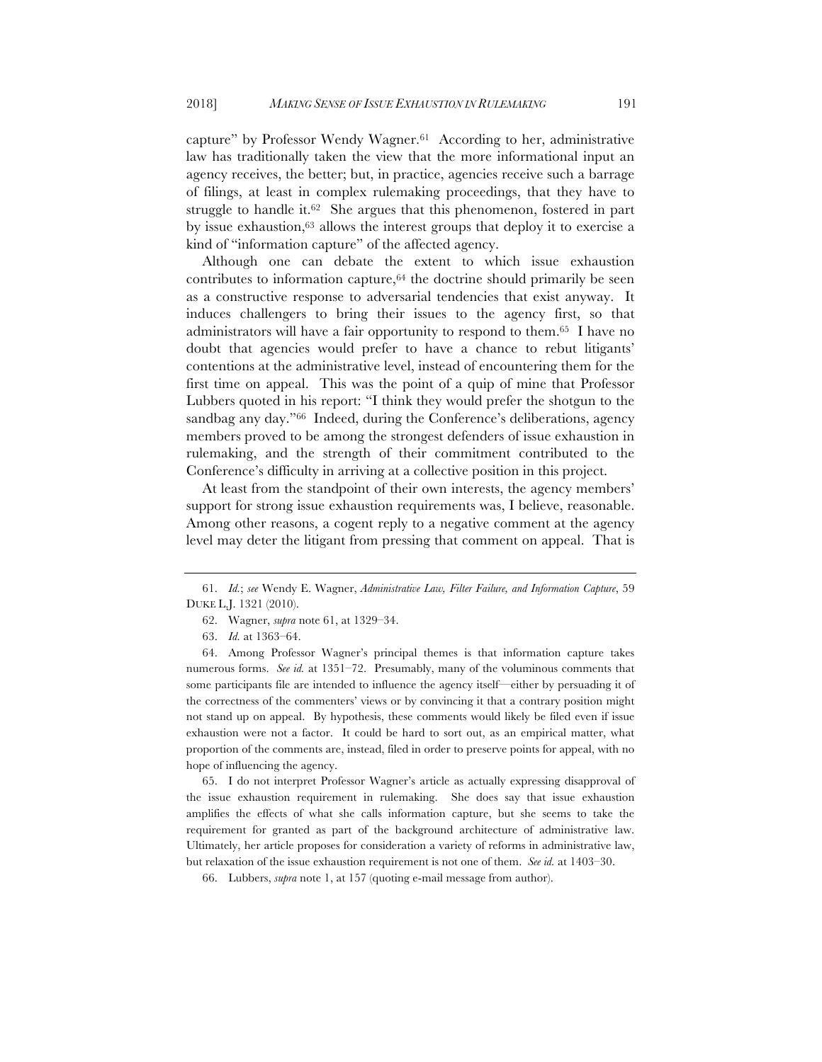capture" by Professor Wendy Wagner.[61] According to her, administrative law has traditionally taken the view that the more informational input an agency receives, the better; but, in practice, agencies receive such a barrage of filings, at least in complex rulemaking proceedings, that they have to struggle to handle it.[62] She argues that this phenomenon, fostered in part by issue exhaustion,[63] allows the interest groups that deploy it to exercise a kind of "information capture" of the affected agency.

Although one can debate the extent to which issue exhaustion contributes to information capture,[64] the doctrine should primarily be seen as a constructive response to adversarial tendencies that exist anyway. It induces challengers to bring their issues to the agency first, so that administrators will have a fair opportunity to respond to them.[65] I have no doubt that agencies would prefer to have a chance to rebut litigants' contentions at the administrative level, instead of encountering them for the first time on appeal. This was the point of a quip of mine that Professor Lubbers quoted in his report: "I think they would prefer the shotgun to the sandbag any day."[66] Indeed, during the Conference's deliberations, agency members proved to be among the strongest defenders of issue exhaustion in rulemaking, and the strength of their commitment contributed to the Conference's difficulty in arriving at a collective position in this project.

At least from the standpoint of their own interests, the agency members' support for strong issue exhaustion requirements was, I believe, reasonable. Among other reasons, a cogent reply to a negative comment at the agency level may deter the litigant from pressing that comment on appeal. That is

---

61. *Id.*; *see* Wendy E. Wagner, *Administrative Law, Filter Failure, and Information Capture*, 59 DUKE L.J. 1321 (2010).

62. Wagner, *supra* note 61, at 1329–34.

63. *Id.* at 1363–64.

64. Among Professor Wagner's principal themes is that information capture takes numerous forms. *See id.* at 1351–72. Presumably, many of the voluminous comments that some participants file are intended to influence the agency itself—either by persuading it of the correctness of the commenters' views or by convincing it that a contrary position might not stand up on appeal. By hypothesis, these comments would likely be filed even if issue exhaustion were not a factor. It could be hard to sort out, as an empirical matter, what proportion of the comments are, instead, filed in order to preserve points for appeal, with no hope of influencing the agency.

65. I do not interpret Professor Wagner's article as actually expressing disapproval of the issue exhaustion requirement in rulemaking. She does say that issue exhaustion amplifies the effects of what she calls information capture, but she seems to take the requirement for granted as part of the background architecture of administrative law. Ultimately, her article proposes for consideration a variety of reforms in administrative law, but relaxation of the issue exhaustion requirement is not one of them. *See id.* at 1403–30.

66. Lubbers, *supra* note 1, at 157 (quoting e-mail message from author).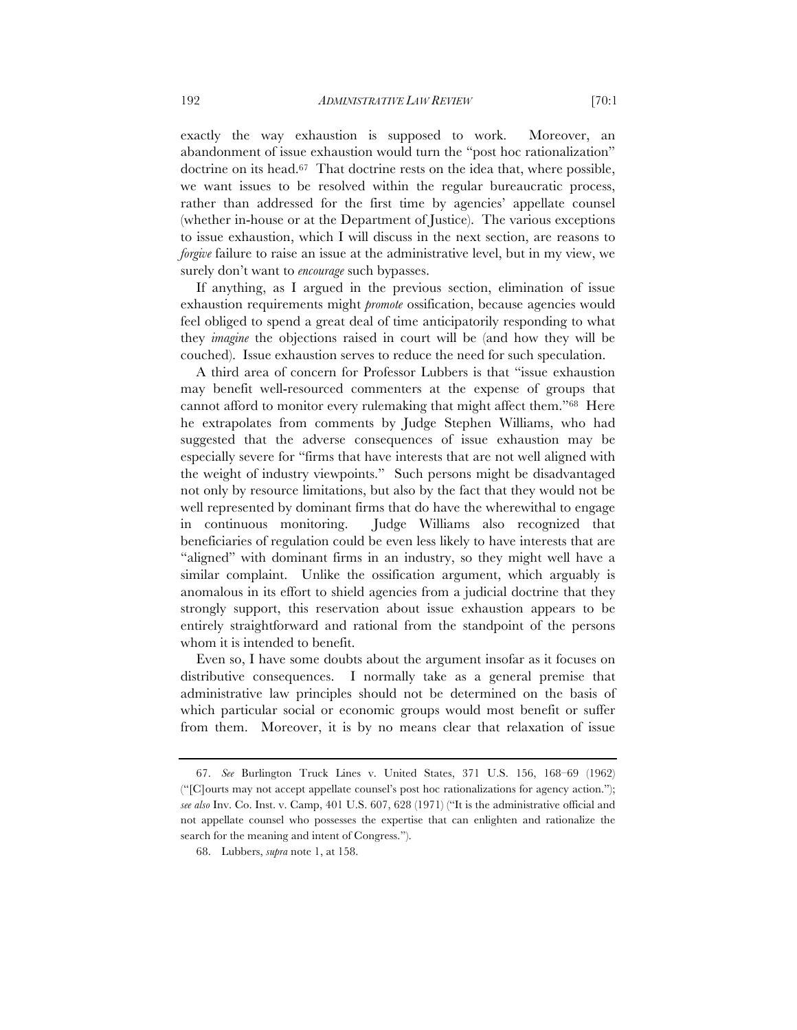exactly the way exhaustion is supposed to work. Moreover, an abandonment of issue exhaustion would turn the "post hoc rationalization" doctrine on its head.[67] That doctrine rests on the idea that, where possible, we want issues to be resolved within the regular bureaucratic process, rather than addressed for the first time by agencies' appellate counsel (whether in-house or at the Department of Justice). The various exceptions to issue exhaustion, which I will discuss in the next section, are reasons to *forgive* failure to raise an issue at the administrative level, but in my view, we surely don't want to *encourage* such bypasses.

If anything, as I argued in the previous section, elimination of issue exhaustion requirements might *promote* ossification, because agencies would feel obliged to spend a great deal of time anticipatorily responding to what they *imagine* the objections raised in court will be (and how they will be couched). Issue exhaustion serves to reduce the need for such speculation.

A third area of concern for Professor Lubbers is that "issue exhaustion may benefit well-resourced commenters at the expense of groups that cannot afford to monitor every rulemaking that might affect them."[68] Here he extrapolates from comments by Judge Stephen Williams, who had suggested that the adverse consequences of issue exhaustion may be especially severe for "firms that have interests that are not well aligned with the weight of industry viewpoints." Such persons might be disadvantaged not only by resource limitations, but also by the fact that they would not be well represented by dominant firms that do have the wherewithal to engage in continuous monitoring. Judge Williams also recognized that beneficiaries of regulation could be even less likely to have interests that are "aligned" with dominant firms in an industry, so they might well have a similar complaint. Unlike the ossification argument, which arguably is anomalous in its effort to shield agencies from a judicial doctrine that they strongly support, this reservation about issue exhaustion appears to be entirely straightforward and rational from the standpoint of the persons whom it is intended to benefit.

Even so, I have some doubts about the argument insofar as it focuses on distributive consequences. I normally take as a general premise that administrative law principles should not be determined on the basis of which particular social or economic groups would most benefit or suffer from them. Moreover, it is by no means clear that relaxation of issue

---

67. *See* Burlington Truck Lines v. United States, 371 U.S. 156, 168–69 (1962) ("[C]ourts may not accept appellate counsel's post hoc rationalizations for agency action."); *see also* Inv. Co. Inst. v. Camp, 401 U.S. 607, 628 (1971) ("It is the administrative official and not appellate counsel who possesses the expertise that can enlighten and rationalize the search for the meaning and intent of Congress.").

68. Lubbers, *supra* note 1, at 158.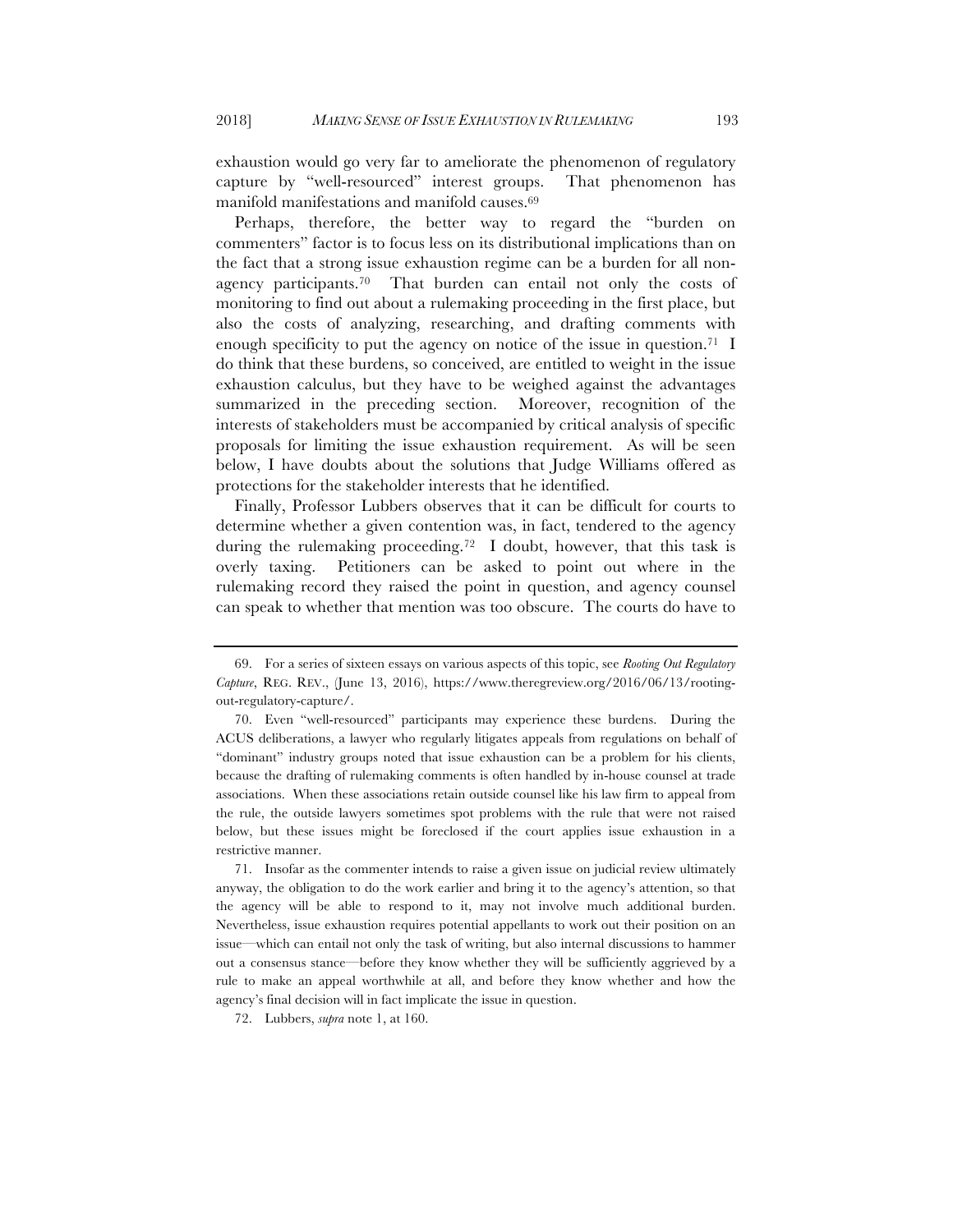exhaustion would go very far to ameliorate the phenomenon of regulatory capture by "well-resourced" interest groups. That phenomenon has manifold manifestations and manifold causes.[69]

Perhaps, therefore, the better way to regard the "burden on commenters" factor is to focus less on its distributional implications than on the fact that a strong issue exhaustion regime can be a burden for all non-agency participants.[70] That burden can entail not only the costs of monitoring to find out about a rulemaking proceeding in the first place, but also the costs of analyzing, researching, and drafting comments with enough specificity to put the agency on notice of the issue in question.[71] I do think that these burdens, so conceived, are entitled to weight in the issue exhaustion calculus, but they have to be weighed against the advantages summarized in the preceding section. Moreover, recognition of the interests of stakeholders must be accompanied by critical analysis of specific proposals for limiting the issue exhaustion requirement. As will be seen below, I have doubts about the solutions that Judge Williams offered as protections for the stakeholder interests that he identified.

Finally, Professor Lubbers observes that it can be difficult for courts to determine whether a given contention was, in fact, tendered to the agency during the rulemaking proceeding.[72] I doubt, however, that this task is overly taxing. Petitioners can be asked to point out where in the rulemaking record they raised the point in question, and agency counsel can speak to whether that mention was too obscure. The courts do have to

---

69. For a series of sixteen essays on various aspects of this topic, see *Rooting Out Regulatory Capture*, REG. REV., (June 13, 2016), https://www.theregreview.org/2016/06/13/rooting-out-regulatory-capture/.

70. Even "well-resourced" participants may experience these burdens. During the ACUS deliberations, a lawyer who regularly litigates appeals from regulations on behalf of "dominant" industry groups noted that issue exhaustion can be a problem for his clients, because the drafting of rulemaking comments is often handled by in-house counsel at trade associations. When these associations retain outside counsel like his law firm to appeal from the rule, the outside lawyers sometimes spot problems with the rule that were not raised below, but these issues might be foreclosed if the court applies issue exhaustion in a restrictive manner.

71. Insofar as the commenter intends to raise a given issue on judicial review ultimately anyway, the obligation to do the work earlier and bring it to the agency's attention, so that the agency will be able to respond to it, may not involve much additional burden. Nevertheless, issue exhaustion requires potential appellants to work out their position on an issue—which can entail not only the task of writing, but also internal discussions to hammer out a consensus stance—before they know whether they will be sufficiently aggrieved by a rule to make an appeal worthwhile at all, and before they know whether and how the agency's final decision will in fact implicate the issue in question.

72. Lubbers, *supra* note 1, at 160.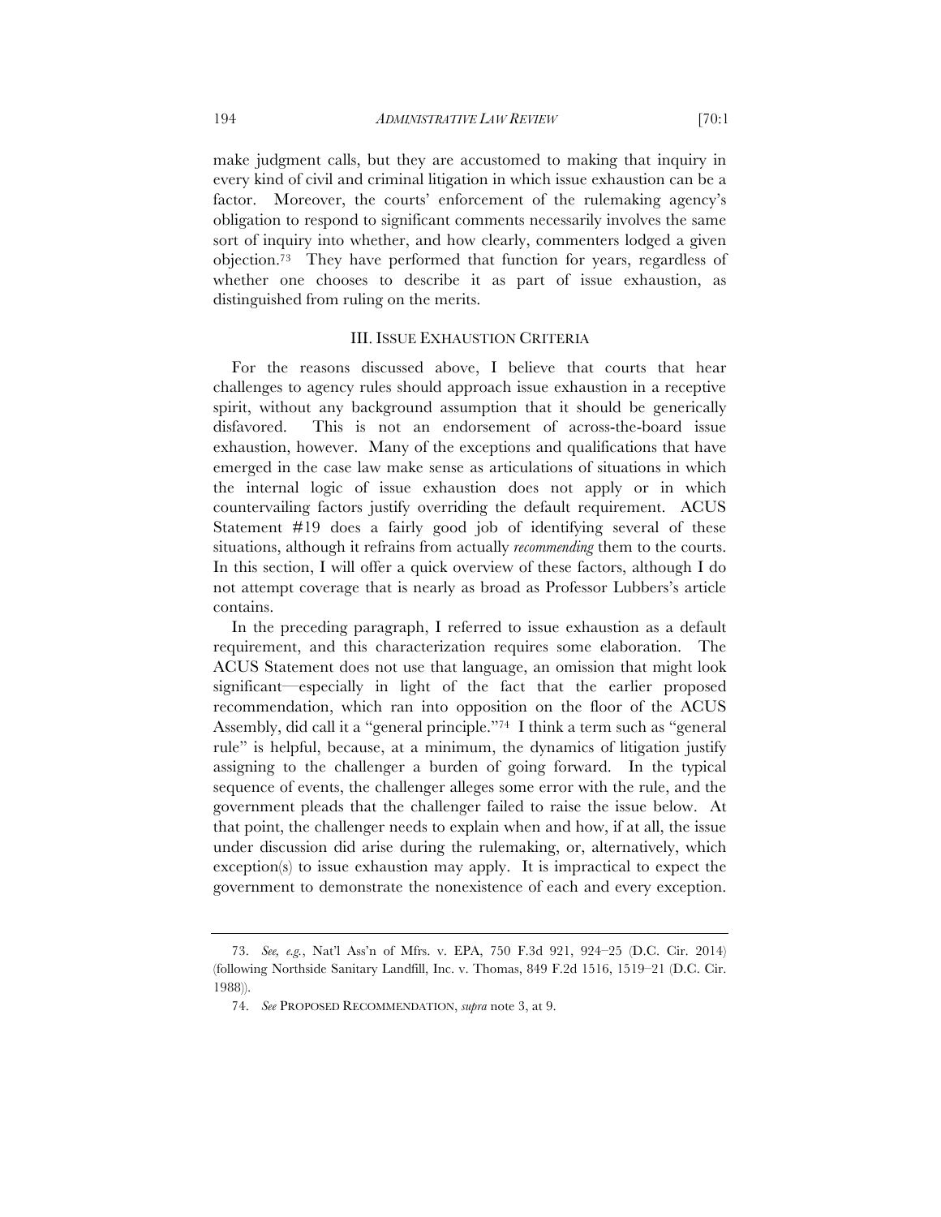make judgment calls, but they are accustomed to making that inquiry in every kind of civil and criminal litigation in which issue exhaustion can be a factor. Moreover, the courts' enforcement of the rulemaking agency's obligation to respond to significant comments necessarily involves the same sort of inquiry into whether, and how clearly, commenters lodged a given objection.[73] They have performed that function for years, regardless of whether one chooses to describe it as part of issue exhaustion, as distinguished from ruling on the merits.

## III. ISSUE EXHAUSTION CRITERIA

For the reasons discussed above, I believe that courts that hear challenges to agency rules should approach issue exhaustion in a receptive spirit, without any background assumption that it should be generically disfavored. This is not an endorsement of across-the-board issue exhaustion, however. Many of the exceptions and qualifications that have emerged in the case law make sense as articulations of situations in which the internal logic of issue exhaustion does not apply or in which countervailing factors justify overriding the default requirement. ACUS Statement #19 does a fairly good job of identifying several of these situations, although it refrains from actually *recommending* them to the courts. In this section, I will offer a quick overview of these factors, although I do not attempt coverage that is nearly as broad as Professor Lubbers's article contains.

In the preceding paragraph, I referred to issue exhaustion as a default requirement, and this characterization requires some elaboration. The ACUS Statement does not use that language, an omission that might look significant—especially in light of the fact that the earlier proposed recommendation, which ran into opposition on the floor of the ACUS Assembly, did call it a "general principle."[74] I think a term such as "general rule" is helpful, because, at a minimum, the dynamics of litigation justify assigning to the challenger a burden of going forward. In the typical sequence of events, the challenger alleges some error with the rule, and the government pleads that the challenger failed to raise the issue below. At that point, the challenger needs to explain when and how, if at all, the issue under discussion did arise during the rulemaking, or, alternatively, which exception(s) to issue exhaustion may apply. It is impractical to expect the government to demonstrate the nonexistence of each and every exception.

---

73. *See, e.g.*, Nat'l Ass'n of Mfrs. v. EPA, 750 F.3d 921, 924–25 (D.C. Cir. 2014) (following Northside Sanitary Landfill, Inc. v. Thomas, 849 F.2d 1516, 1519–21 (D.C. Cir. 1988)).

74. *See* PROPOSED RECOMMENDATION, *supra* note 3, at 9.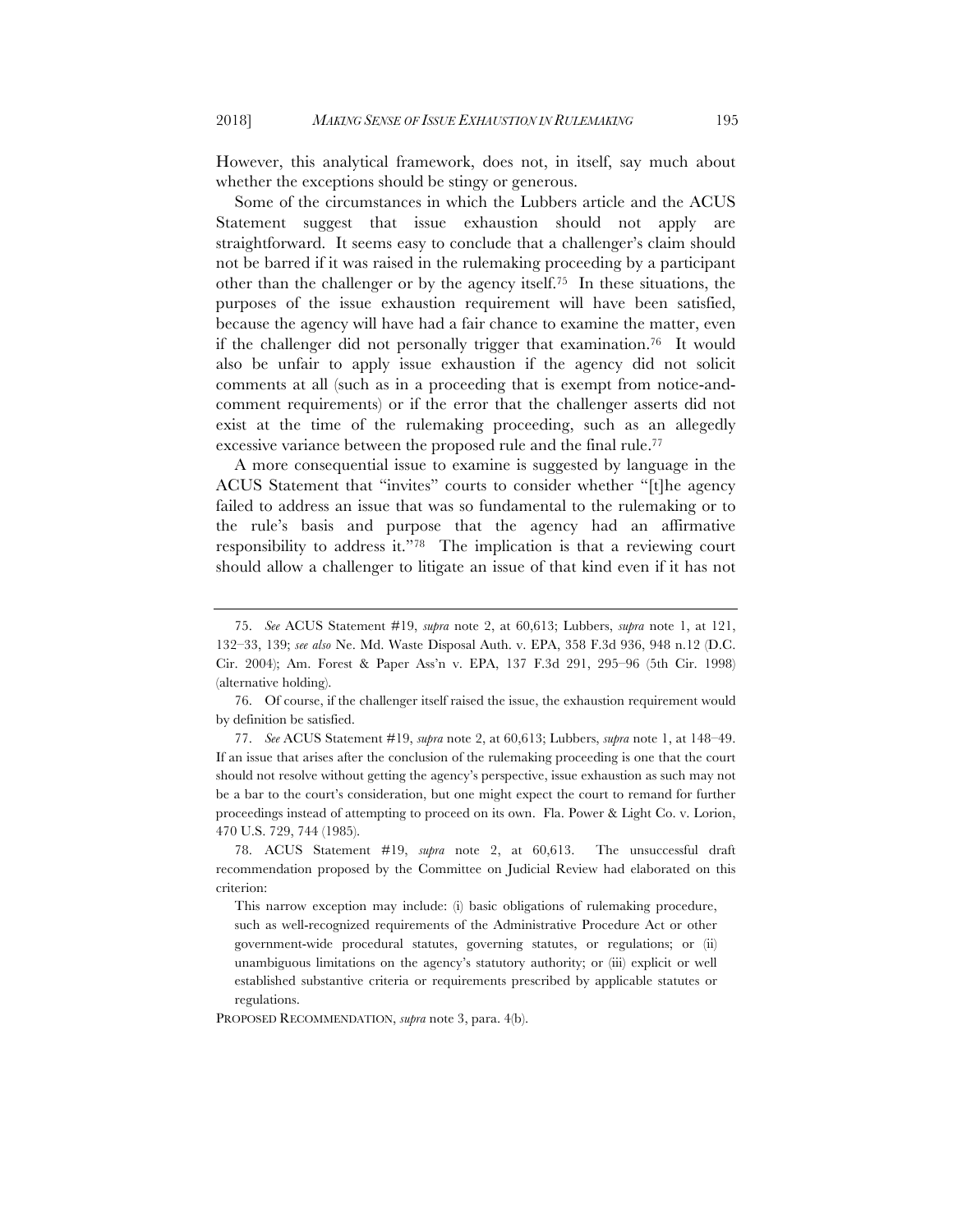However, this analytical framework, does not, in itself, say much about whether the exceptions should be stingy or generous.

Some of the circumstances in which the Lubbers article and the ACUS Statement suggest that issue exhaustion should not apply are straightforward. It seems easy to conclude that a challenger's claim should not be barred if it was raised in the rulemaking proceeding by a participant other than the challenger or by the agency itself.[75] In these situations, the purposes of the issue exhaustion requirement will have been satisfied, because the agency will have had a fair chance to examine the matter, even if the challenger did not personally trigger that examination.[76] It would also be unfair to apply issue exhaustion if the agency did not solicit comments at all (such as in a proceeding that is exempt from notice-and-comment requirements) or if the error that the challenger asserts did not exist at the time of the rulemaking proceeding, such as an allegedly excessive variance between the proposed rule and the final rule.[77]

A more consequential issue to examine is suggested by language in the ACUS Statement that "invites" courts to consider whether "[t]he agency failed to address an issue that was so fundamental to the rulemaking or to the rule's basis and purpose that the agency had an affirmative responsibility to address it."[78] The implication is that a reviewing court should allow a challenger to litigate an issue of that kind even if it has not

---

75. *See* ACUS Statement #19, *supra* note 2, at 60,613; Lubbers, *supra* note 1, at 121, 132–33, 139; *see also* Ne. Md. Waste Disposal Auth. v. EPA, 358 F.3d 936, 948 n.12 (D.C. Cir. 2004); Am. Forest & Paper Ass'n v. EPA, 137 F.3d 291, 295–96 (5th Cir. 1998) (alternative holding).

76. Of course, if the challenger itself raised the issue, the exhaustion requirement would by definition be satisfied.

77. *See* ACUS Statement #19, *supra* note 2, at 60,613; Lubbers, *supra* note 1, at 148–49. If an issue that arises after the conclusion of the rulemaking proceeding is one that the court should not resolve without getting the agency's perspective, issue exhaustion as such may not be a bar to the court's consideration, but one might expect the court to remand for further proceedings instead of attempting to proceed on its own. Fla. Power & Light Co. v. Lorion, 470 U.S. 729, 744 (1985).

78. ACUS Statement #19, *supra* note 2, at 60,613. The unsuccessful draft recommendation proposed by the Committee on Judicial Review had elaborated on this criterion:

> This narrow exception may include: (i) basic obligations of rulemaking procedure, such as well-recognized requirements of the Administrative Procedure Act or other government-wide procedural statutes, governing statutes, or regulations; or (ii) unambiguous limitations on the agency's statutory authority; or (iii) explicit or well established substantive criteria or requirements prescribed by applicable statutes or regulations.

PROPOSED RECOMMENDATION, *supra* note 3, para. 4(b).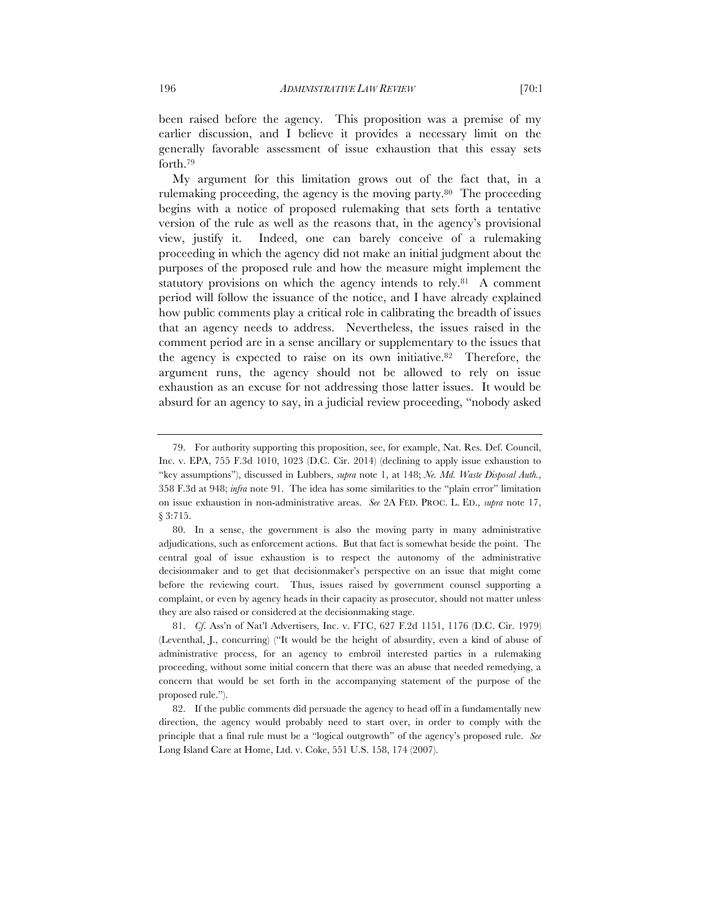been raised before the agency. This proposition was a premise of my earlier discussion, and I believe it provides a necessary limit on the generally favorable assessment of issue exhaustion that this essay sets forth.[79]

My argument for this limitation grows out of the fact that, in a rulemaking proceeding, the agency is the moving party.[80] The proceeding begins with a notice of proposed rulemaking that sets forth a tentative version of the rule as well as the reasons that, in the agency's provisional view, justify it. Indeed, one can barely conceive of a rulemaking proceeding in which the agency did not make an initial judgment about the purposes of the proposed rule and how the measure might implement the statutory provisions on which the agency intends to rely.[81] A comment period will follow the issuance of the notice, and I have already explained how public comments play a critical role in calibrating the breadth of issues that an agency needs to address. Nevertheless, the issues raised in the comment period are in a sense ancillary or supplementary to the issues that the agency is expected to raise on its own initiative.[82] Therefore, the argument runs, the agency should not be allowed to rely on issue exhaustion as an excuse for not addressing those latter issues. It would be absurd for an agency to say, in a judicial review proceeding, "nobody asked

---

79. For authority supporting this proposition, see, for example, Nat. Res. Def. Council, Inc. v. EPA, 755 F.3d 1010, 1023 (D.C. Cir. 2014) (declining to apply issue exhaustion to "key assumptions"), discussed in Lubbers, *supra* note 1, at 148; *Ne. Md. Waste Disposal Auth.*, 358 F.3d at 948; *infra* note 91. The idea has some similarities to the "plain error" limitation on issue exhaustion in non-administrative areas. *See* 2A FED. PROC. L. ED., *supra* note 17, § 3:715.

80. In a sense, the government is also the moving party in many administrative adjudications, such as enforcement actions. But that fact is somewhat beside the point. The central goal of issue exhaustion is to respect the autonomy of the administrative decisionmaker and to get that decisionmaker's perspective on an issue that might come before the reviewing court. Thus, issues raised by government counsel supporting a complaint, or even by agency heads in their capacity as prosecutor, should not matter unless they are also raised or considered at the decisionmaking stage.

81. *Cf.* Ass'n of Nat'l Advertisers, Inc. v. FTC, 627 F.2d 1151, 1176 (D.C. Cir. 1979) (Leventhal, J., concurring) ("It would be the height of absurdity, even a kind of abuse of administrative process, for an agency to embroil interested parties in a rulemaking proceeding, without some initial concern that there was an abuse that needed remedying, a concern that would be set forth in the accompanying statement of the purpose of the proposed rule.").

82. If the public comments did persuade the agency to head off in a fundamentally new direction, the agency would probably need to start over, in order to comply with the principle that a final rule must be a "logical outgrowth" of the agency's proposed rule. *See* Long Island Care at Home, Ltd. v. Coke, 551 U.S. 158, 174 (2007).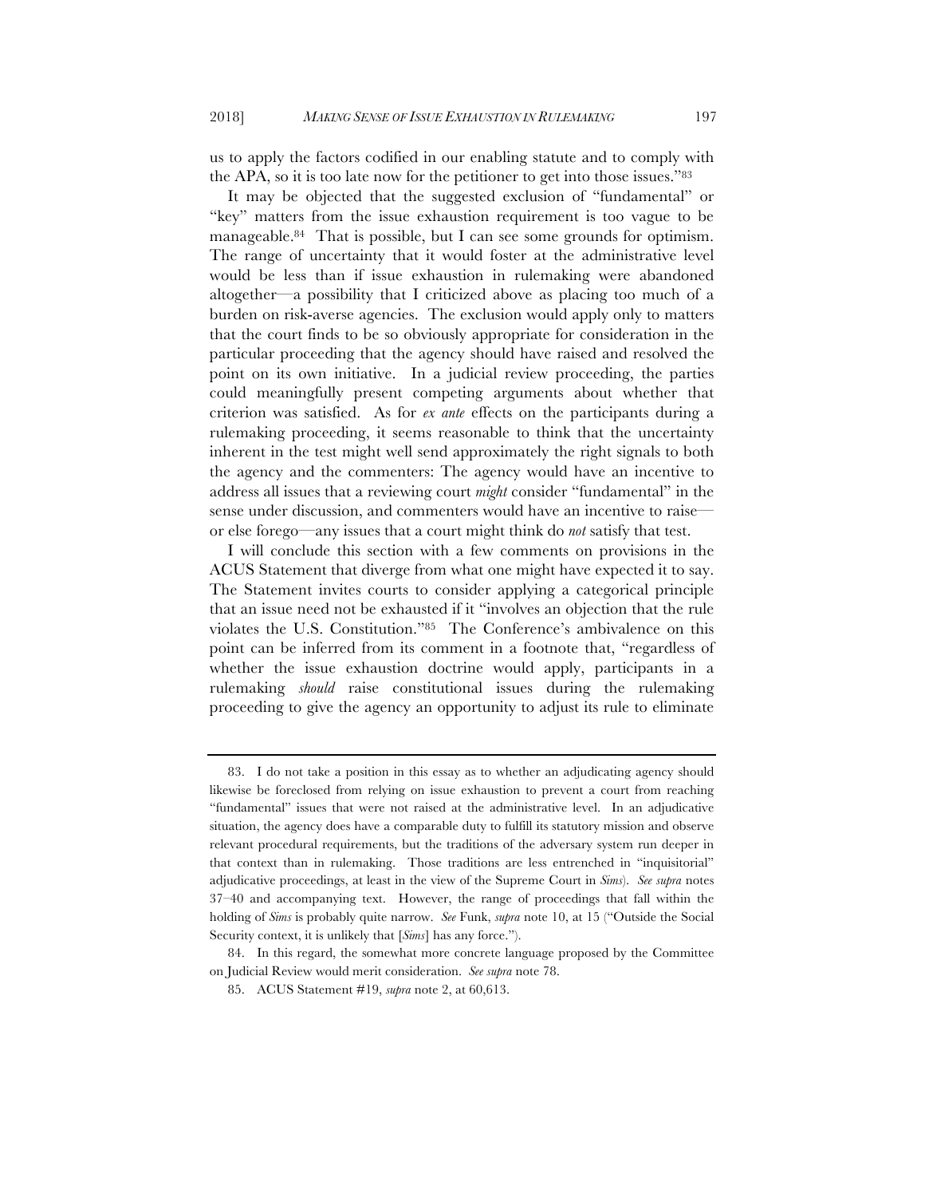us to apply the factors codified in our enabling statute and to comply with the APA, so it is too late now for the petitioner to get into those issues."[83]

It may be objected that the suggested exclusion of "fundamental" or "key" matters from the issue exhaustion requirement is too vague to be manageable.[84] That is possible, but I can see some grounds for optimism. The range of uncertainty that it would foster at the administrative level would be less than if issue exhaustion in rulemaking were abandoned altogether—a possibility that I criticized above as placing too much of a burden on risk-averse agencies. The exclusion would apply only to matters that the court finds to be so obviously appropriate for consideration in the particular proceeding that the agency should have raised and resolved the point on its own initiative. In a judicial review proceeding, the parties could meaningfully present competing arguments about whether that criterion was satisfied. As for *ex ante* effects on the participants during a rulemaking proceeding, it seems reasonable to think that the uncertainty inherent in the test might well send approximately the right signals to both the agency and the commenters: The agency would have an incentive to address all issues that a reviewing court *might* consider "fundamental" in the sense under discussion, and commenters would have an incentive to raise—or else forego—any issues that a court might think do *not* satisfy that test.

I will conclude this section with a few comments on provisions in the ACUS Statement that diverge from what one might have expected it to say. The Statement invites courts to consider applying a categorical principle that an issue need not be exhausted if it "involves an objection that the rule violates the U.S. Constitution."[85] The Conference's ambivalence on this point can be inferred from its comment in a footnote that, "regardless of whether the issue exhaustion doctrine would apply, participants in a rulemaking *should* raise constitutional issues during the rulemaking proceeding to give the agency an opportunity to adjust its rule to eliminate

---

83. I do not take a position in this essay as to whether an adjudicating agency should likewise be foreclosed from relying on issue exhaustion to prevent a court from reaching "fundamental" issues that were not raised at the administrative level. In an adjudicative situation, the agency does have a comparable duty to fulfill its statutory mission and observe relevant procedural requirements, but the traditions of the adversary system run deeper in that context than in rulemaking. Those traditions are less entrenched in "inquisitorial" adjudicative proceedings, at least in the view of the Supreme Court in *Sims*). *See supra* notes 37–40 and accompanying text. However, the range of proceedings that fall within the holding of *Sims* is probably quite narrow. *See* Funk, *supra* note 10, at 15 ("Outside the Social Security context, it is unlikely that [*Sims*] has any force.").

84. In this regard, the somewhat more concrete language proposed by the Committee on Judicial Review would merit consideration. *See supra* note 78.

85. ACUS Statement #19, *supra* note 2, at 60,613.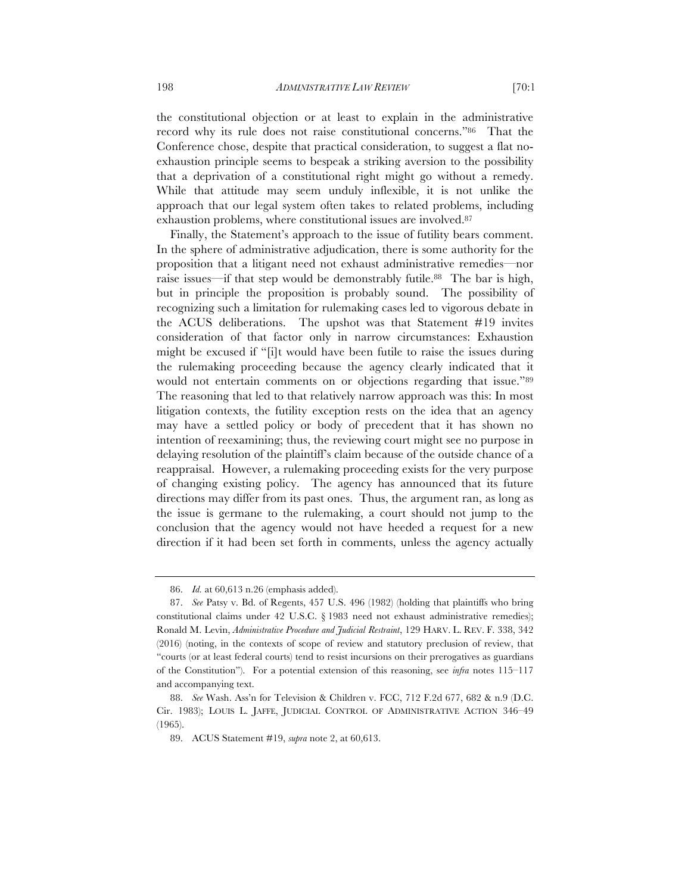the constitutional objection or at least to explain in the administrative record why its rule does not raise constitutional concerns."[86] That the Conference chose, despite that practical consideration, to suggest a flat no-exhaustion principle seems to bespeak a striking aversion to the possibility that a deprivation of a constitutional right might go without a remedy. While that attitude may seem unduly inflexible, it is not unlike the approach that our legal system often takes to related problems, including exhaustion problems, where constitutional issues are involved.[87]

Finally, the Statement's approach to the issue of futility bears comment. In the sphere of administrative adjudication, there is some authority for the proposition that a litigant need not exhaust administrative remedies—nor raise issues—if that step would be demonstrably futile.[88] The bar is high, but in principle the proposition is probably sound. The possibility of recognizing such a limitation for rulemaking cases led to vigorous debate in the ACUS deliberations. The upshot was that Statement #19 invites consideration of that factor only in narrow circumstances: Exhaustion might be excused if "[i]t would have been futile to raise the issues during the rulemaking proceeding because the agency clearly indicated that it would not entertain comments on or objections regarding that issue."[89] The reasoning that led to that relatively narrow approach was this: In most litigation contexts, the futility exception rests on the idea that an agency may have a settled policy or body of precedent that it has shown no intention of reexamining; thus, the reviewing court might see no purpose in delaying resolution of the plaintiff's claim because of the outside chance of a reappraisal. However, a rulemaking proceeding exists for the very purpose of changing existing policy. The agency has announced that its future directions may differ from its past ones. Thus, the argument ran, as long as the issue is germane to the rulemaking, a court should not jump to the conclusion that the agency would not have heeded a request for a new direction if it had been set forth in comments, unless the agency actually

---

86. *Id.* at 60,613 n.26 (emphasis added).

87. *See* Patsy v. Bd. of Regents, 457 U.S. 496 (1982) (holding that plaintiffs who bring constitutional claims under 42 U.S.C. § 1983 need not exhaust administrative remedies); Ronald M. Levin, *Administrative Procedure and Judicial Restraint*, 129 HARV. L. REV. F. 338, 342 (2016) (noting, in the contexts of scope of review and statutory preclusion of review, that "courts (or at least federal courts) tend to resist incursions on their prerogatives as guardians of the Constitution"). For a potential extension of this reasoning, see *infra* notes 115–117 and accompanying text.

88. *See* Wash. Ass'n for Television & Children v. FCC, 712 F.2d 677, 682 & n.9 (D.C. Cir. 1983); LOUIS L. JAFFE, JUDICIAL CONTROL OF ADMINISTRATIVE ACTION 346–49 (1965).

89. ACUS Statement #19, *supra* note 2, at 60,613.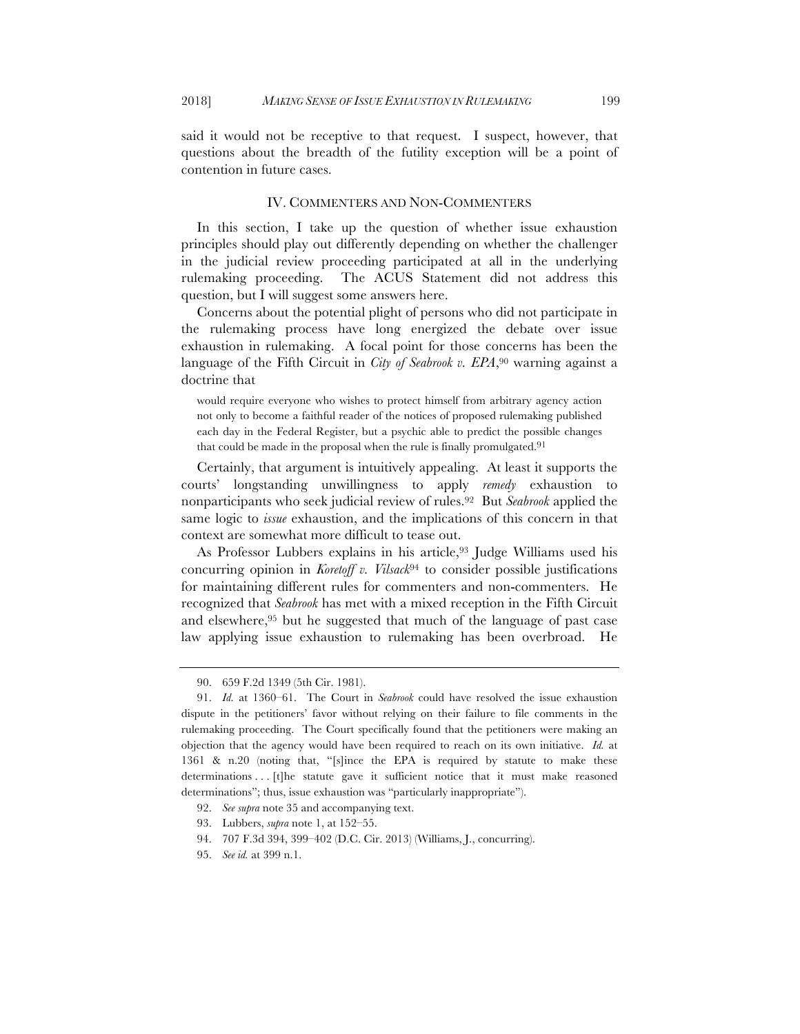said it would not be receptive to that request. I suspect, however, that questions about the breadth of the futility exception will be a point of contention in future cases.

## IV. COMMENTERS AND NON-COMMENTERS

In this section, I take up the question of whether issue exhaustion principles should play out differently depending on whether the challenger in the judicial review proceeding participated at all in the underlying rulemaking proceeding. The ACUS Statement did not address this question, but I will suggest some answers here.

Concerns about the potential plight of persons who did not participate in the rulemaking process have long energized the debate over issue exhaustion in rulemaking. A focal point for those concerns has been the language of the Fifth Circuit in *City of Seabrook v. EPA*,[90] warning against a doctrine that

> would require everyone who wishes to protect himself from arbitrary agency action not only to become a faithful reader of the notices of proposed rulemaking published each day in the Federal Register, but a psychic able to predict the possible changes that could be made in the proposal when the rule is finally promulgated.[91]

Certainly, that argument is intuitively appealing. At least it supports the courts' longstanding unwillingness to apply *remedy* exhaustion to nonparticipants who seek judicial review of rules.[92] But *Seabrook* applied the same logic to *issue* exhaustion, and the implications of this concern in that context are somewhat more difficult to tease out.

As Professor Lubbers explains in his article,[93] Judge Williams used his concurring opinion in *Koretoff v. Vilsack*[94] to consider possible justifications for maintaining different rules for commenters and non-commenters. He recognized that *Seabrook* has met with a mixed reception in the Fifth Circuit and elsewhere,[95] but he suggested that much of the language of past case law applying issue exhaustion to rulemaking has been overbroad. He

---

90. 659 F.2d 1349 (5th Cir. 1981).

91. *Id.* at 1360–61. The Court in *Seabrook* could have resolved the issue exhaustion dispute in the petitioners' favor without relying on their failure to file comments in the rulemaking proceeding. The Court specifically found that the petitioners were making an objection that the agency would have been required to reach on its own initiative. *Id.* at 1361 & n.20 (noting that, "[s]ince the EPA is required by statute to make these determinations . . . [t]he statute gave it sufficient notice that it must make reasoned determinations"; thus, issue exhaustion was "particularly inappropriate").

92. *See supra* note 35 and accompanying text.

93. Lubbers, *supra* note 1, at 152–55.

94. 707 F.3d 394, 399–402 (D.C. Cir. 2013) (Williams, J., concurring).

95. *See id.* at 399 n.1.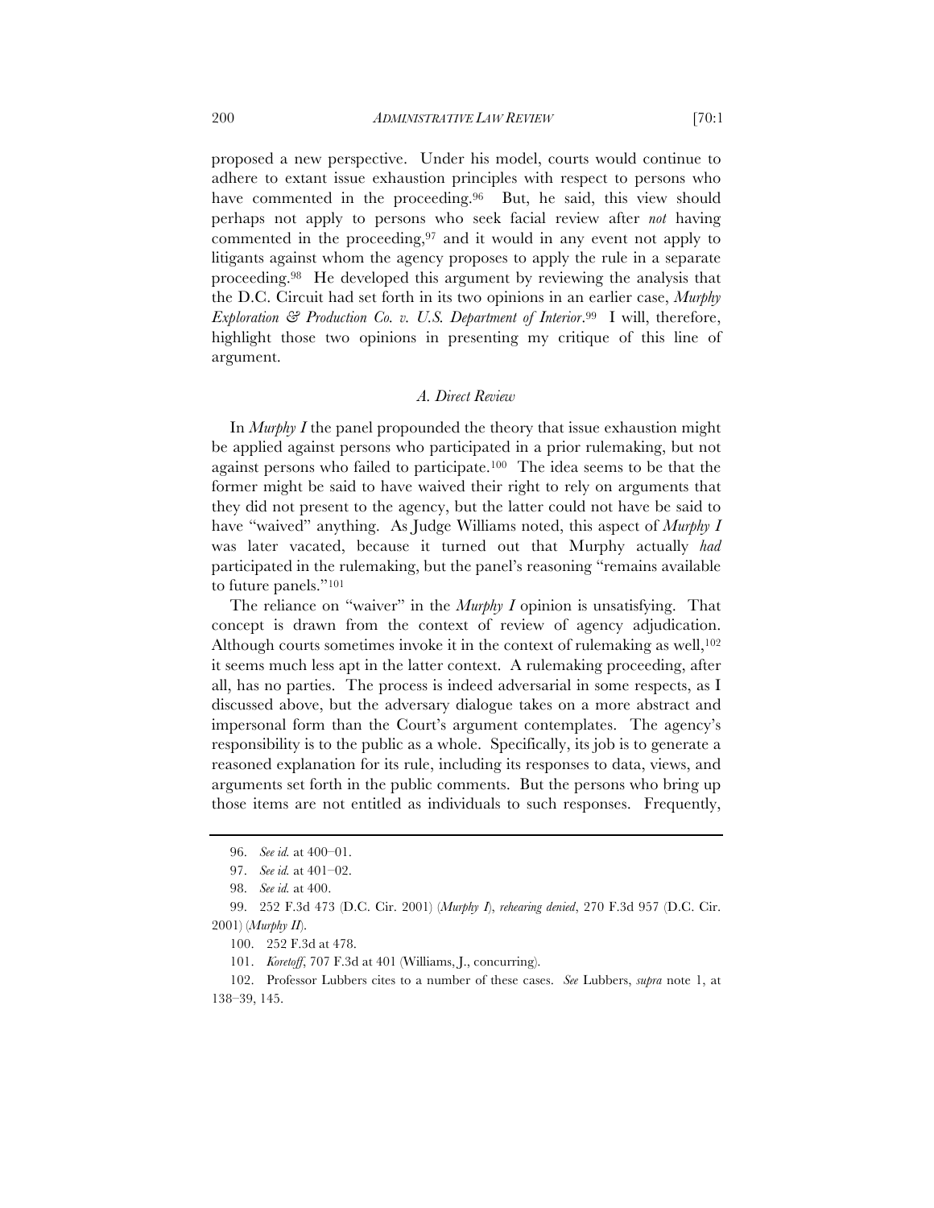proposed a new perspective. Under his model, courts would continue to adhere to extant issue exhaustion principles with respect to persons who have commented in the proceeding.[96] But, he said, this view should perhaps not apply to persons who seek facial review after *not* having commented in the proceeding,[97] and it would in any event not apply to litigants against whom the agency proposes to apply the rule in a separate proceeding.[98] He developed this argument by reviewing the analysis that the D.C. Circuit had set forth in its two opinions in an earlier case, *Murphy Exploration & Production Co. v. U.S. Department of Interior*.[99] I will, therefore, highlight those two opinions in presenting my critique of this line of argument.

### *A. Direct Review*

In *Murphy I* the panel propounded the theory that issue exhaustion might be applied against persons who participated in a prior rulemaking, but not against persons who failed to participate.[100] The idea seems to be that the former might be said to have waived their right to rely on arguments that they did not present to the agency, but the latter could not have be said to have "waived" anything. As Judge Williams noted, this aspect of *Murphy I* was later vacated, because it turned out that Murphy actually *had* participated in the rulemaking, but the panel's reasoning "remains available to future panels."[101]

The reliance on "waiver" in the *Murphy I* opinion is unsatisfying. That concept is drawn from the context of review of agency adjudication. Although courts sometimes invoke it in the context of rulemaking as well,[102] it seems much less apt in the latter context. A rulemaking proceeding, after all, has no parties. The process is indeed adversarial in some respects, as I discussed above, but the adversary dialogue takes on a more abstract and impersonal form than the Court's argument contemplates. The agency's responsibility is to the public as a whole. Specifically, its job is to generate a reasoned explanation for its rule, including its responses to data, views, and arguments set forth in the public comments. But the persons who bring up those items are not entitled as individuals to such responses. Frequently,

---

96. *See id.* at 400–01.

97. *See id.* at 401–02.

98. *See id.* at 400.

99. 252 F.3d 473 (D.C. Cir. 2001) (*Murphy I*), *rehearing denied*, 270 F.3d 957 (D.C. Cir. 2001) (*Murphy II*).

100. 252 F.3d at 478.

101. *Koretoff*, 707 F.3d at 401 (Williams, J., concurring).

102. Professor Lubbers cites to a number of these cases. *See* Lubbers, *supra* note 1, at 138–39, 145.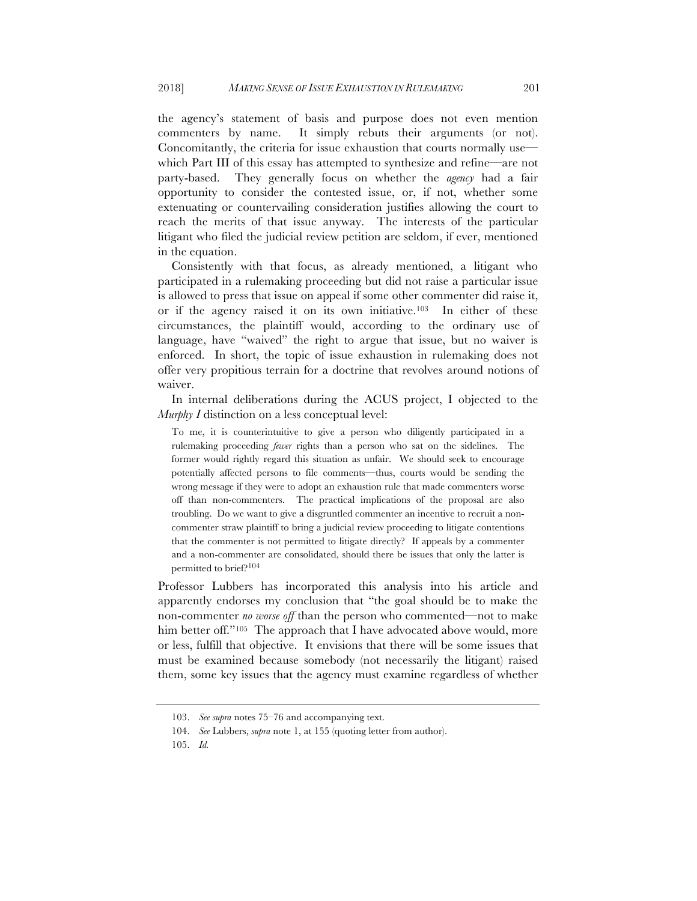the agency's statement of basis and purpose does not even mention commenters by name. It simply rebuts their arguments (or not). Concomitantly, the criteria for issue exhaustion that courts normally use—which Part III of this essay has attempted to synthesize and refine—are not party-based. They generally focus on whether the *agency* had a fair opportunity to consider the contested issue, or, if not, whether some extenuating or countervailing consideration justifies allowing the court to reach the merits of that issue anyway. The interests of the particular litigant who filed the judicial review petition are seldom, if ever, mentioned in the equation.

Consistently with that focus, as already mentioned, a litigant who participated in a rulemaking proceeding but did not raise a particular issue is allowed to press that issue on appeal if some other commenter did raise it, or if the agency raised it on its own initiative.[103] In either of these circumstances, the plaintiff would, according to the ordinary use of language, have "waived" the right to argue that issue, but no waiver is enforced. In short, the topic of issue exhaustion in rulemaking does not offer very propitious terrain for a doctrine that revolves around notions of waiver.

In internal deliberations during the ACUS project, I objected to the *Murphy I* distinction on a less conceptual level:

> To me, it is counterintuitive to give a person who diligently participated in a rulemaking proceeding *fewer* rights than a person who sat on the sidelines. The former would rightly regard this situation as unfair. We should seek to encourage potentially affected persons to file comments—thus, courts would be sending the wrong message if they were to adopt an exhaustion rule that made commenters worse off than non-commenters. The practical implications of the proposal are also troubling. Do we want to give a disgruntled commenter an incentive to recruit a non-commenter straw plaintiff to bring a judicial review proceeding to litigate contentions that the commenter is not permitted to litigate directly? If appeals by a commenter and a non-commenter are consolidated, should there be issues that only the latter is permitted to brief?[104]

Professor Lubbers has incorporated this analysis into his article and apparently endorses my conclusion that "the goal should be to make the non-commenter *no worse off* than the person who commented—not to make him better off."[105] The approach that I have advocated above would, more or less, fulfill that objective. It envisions that there will be some issues that must be examined because somebody (not necessarily the litigant) raised them, some key issues that the agency must examine regardless of whether

---

103. *See supra* notes 75–76 and accompanying text.

104. *See* Lubbers, *supra* note 1, at 155 (quoting letter from author).

105. *Id.*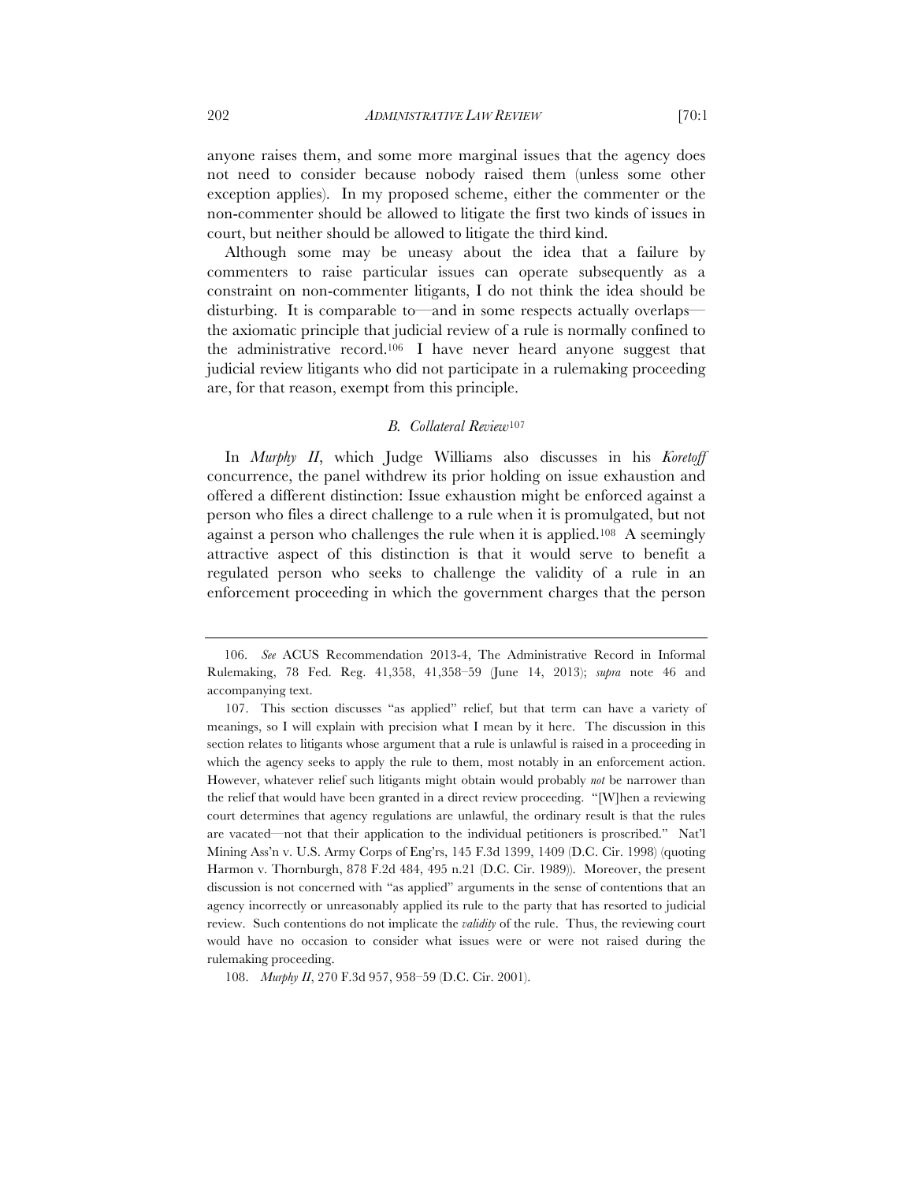anyone raises them, and some more marginal issues that the agency does not need to consider because nobody raised them (unless some other exception applies). In my proposed scheme, either the commenter or the non-commenter should be allowed to litigate the first two kinds of issues in court, but neither should be allowed to litigate the third kind.

Although some may be uneasy about the idea that a failure by commenters to raise particular issues can operate subsequently as a constraint on non-commenter litigants, I do not think the idea should be disturbing. It is comparable to—and in some respects actually overlaps—the axiomatic principle that judicial review of a rule is normally confined to the administrative record.[106] I have never heard anyone suggest that judicial review litigants who did not participate in a rulemaking proceeding are, for that reason, exempt from this principle.

### *B. Collateral Review*[107]

In *Murphy II*, which Judge Williams also discusses in his *Koretoff* concurrence, the panel withdrew its prior holding on issue exhaustion and offered a different distinction: Issue exhaustion might be enforced against a person who files a direct challenge to a rule when it is promulgated, but not against a person who challenges the rule when it is applied.[108] A seemingly attractive aspect of this distinction is that it would serve to benefit a regulated person who seeks to challenge the validity of a rule in an enforcement proceeding in which the government charges that the person

---

106. *See* ACUS Recommendation 2013-4, The Administrative Record in Informal Rulemaking, 78 Fed. Reg. 41,358, 41,358–59 (June 14, 2013); *supra* note 46 and accompanying text.

107. This section discusses "as applied" relief, but that term can have a variety of meanings, so I will explain with precision what I mean by it here. The discussion in this section relates to litigants whose argument that a rule is unlawful is raised in a proceeding in which the agency seeks to apply the rule to them, most notably in an enforcement action. However, whatever relief such litigants might obtain would probably *not* be narrower than the relief that would have been granted in a direct review proceeding. "[W]hen a reviewing court determines that agency regulations are unlawful, the ordinary result is that the rules are vacated—not that their application to the individual petitioners is proscribed." Nat'l Mining Ass'n v. U.S. Army Corps of Eng'rs, 145 F.3d 1399, 1409 (D.C. Cir. 1998) (quoting Harmon v. Thornburgh, 878 F.2d 484, 495 n.21 (D.C. Cir. 1989)). Moreover, the present discussion is not concerned with "as applied" arguments in the sense of contentions that an agency incorrectly or unreasonably applied its rule to the party that has resorted to judicial review. Such contentions do not implicate the *validity* of the rule. Thus, the reviewing court would have no occasion to consider what issues were or were not raised during the rulemaking proceeding.

108. *Murphy II*, 270 F.3d 957, 958–59 (D.C. Cir. 2001).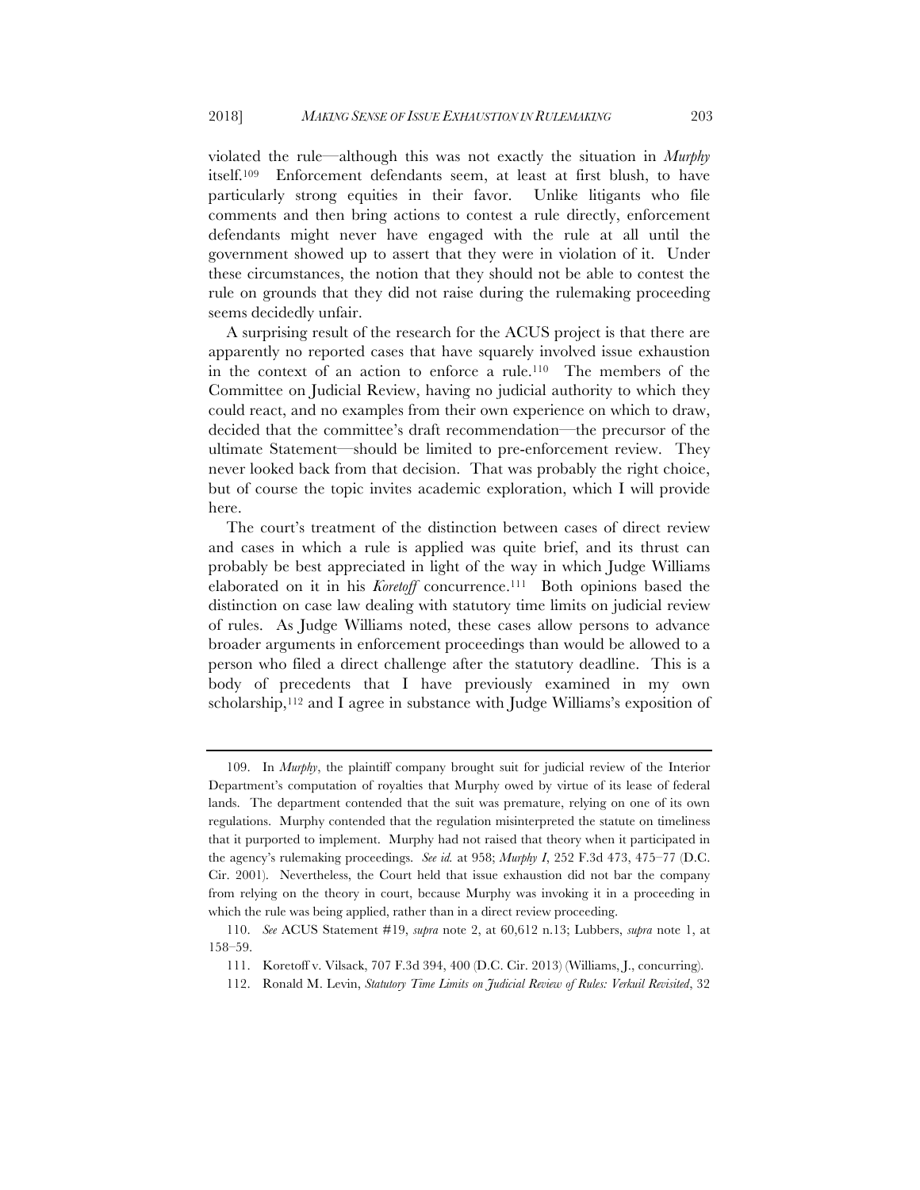violated the rule—although this was not exactly the situation in *Murphy* itself.[109] Enforcement defendants seem, at least at first blush, to have particularly strong equities in their favor. Unlike litigants who file comments and then bring actions to contest a rule directly, enforcement defendants might never have engaged with the rule at all until the government showed up to assert that they were in violation of it. Under these circumstances, the notion that they should not be able to contest the rule on grounds that they did not raise during the rulemaking proceeding seems decidedly unfair.

A surprising result of the research for the ACUS project is that there are apparently no reported cases that have squarely involved issue exhaustion in the context of an action to enforce a rule.[110] The members of the Committee on Judicial Review, having no judicial authority to which they could react, and no examples from their own experience on which to draw, decided that the committee's draft recommendation—the precursor of the ultimate Statement—should be limited to pre-enforcement review. They never looked back from that decision. That was probably the right choice, but of course the topic invites academic exploration, which I will provide here.

The court's treatment of the distinction between cases of direct review and cases in which a rule is applied was quite brief, and its thrust can probably be best appreciated in light of the way in which Judge Williams elaborated on it in his *Koretoff* concurrence.[111] Both opinions based the distinction on case law dealing with statutory time limits on judicial review of rules. As Judge Williams noted, these cases allow persons to advance broader arguments in enforcement proceedings than would be allowed to a person who filed a direct challenge after the statutory deadline. This is a body of precedents that I have previously examined in my own scholarship,[112] and I agree in substance with Judge Williams's exposition of

---

109. In *Murphy*, the plaintiff company brought suit for judicial review of the Interior Department's computation of royalties that Murphy owed by virtue of its lease of federal lands. The department contended that the suit was premature, relying on one of its own regulations. Murphy contended that the regulation misinterpreted the statute on timeliness that it purported to implement. Murphy had not raised that theory when it participated in the agency's rulemaking proceedings. *See id.* at 958; *Murphy I*, 252 F.3d 473, 475–77 (D.C. Cir. 2001). Nevertheless, the Court held that issue exhaustion did not bar the company from relying on the theory in court, because Murphy was invoking it in a proceeding in which the rule was being applied, rather than in a direct review proceeding.

110. *See* ACUS Statement #19, *supra* note 2, at 60,612 n.13; Lubbers, *supra* note 1, at 158–59.

111. Koretoff v. Vilsack, 707 F.3d 394, 400 (D.C. Cir. 2013) (Williams, J., concurring).

112. Ronald M. Levin, *Statutory Time Limits on Judicial Review of Rules: Verkuil Revisited*, 32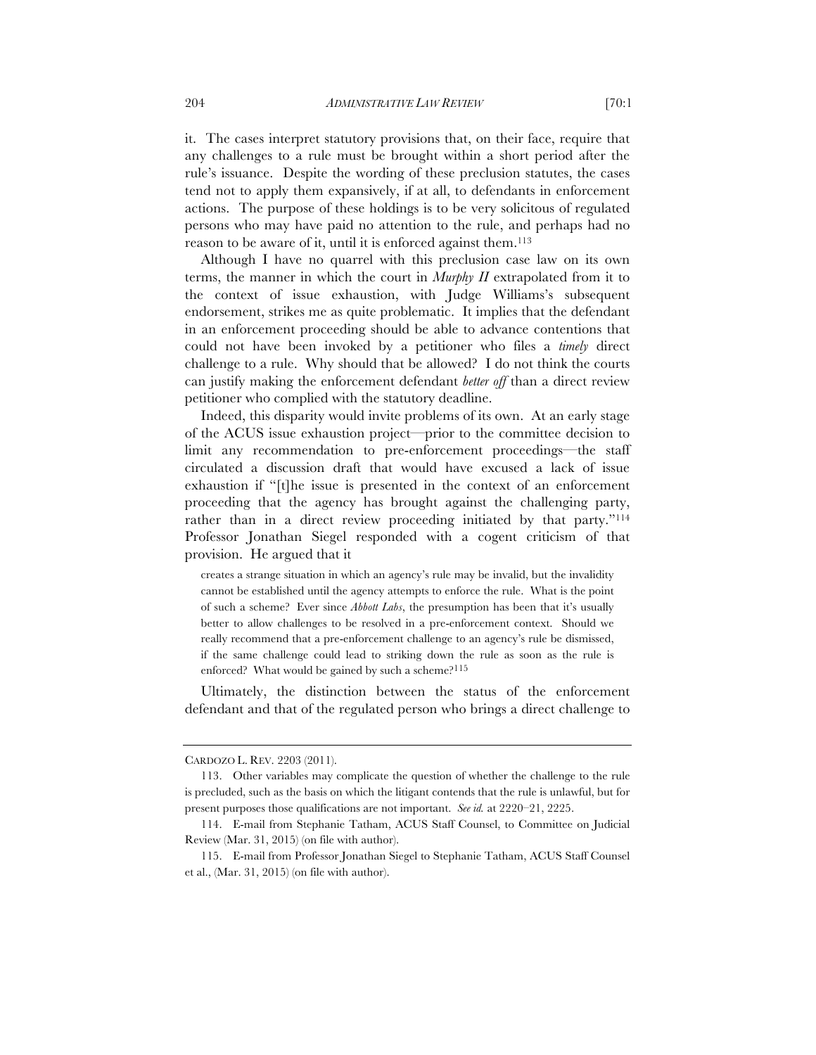it. The cases interpret statutory provisions that, on their face, require that any challenges to a rule must be brought within a short period after the rule's issuance. Despite the wording of these preclusion statutes, the cases tend not to apply them expansively, if at all, to defendants in enforcement actions. The purpose of these holdings is to be very solicitous of regulated persons who may have paid no attention to the rule, and perhaps had no reason to be aware of it, until it is enforced against them.[113]

Although I have no quarrel with this preclusion case law on its own terms, the manner in which the court in *Murphy II* extrapolated from it to the context of issue exhaustion, with Judge Williams's subsequent endorsement, strikes me as quite problematic. It implies that the defendant in an enforcement proceeding should be able to advance contentions that could not have been invoked by a petitioner who files a *timely* direct challenge to a rule. Why should that be allowed? I do not think the courts can justify making the enforcement defendant *better off* than a direct review petitioner who complied with the statutory deadline.

Indeed, this disparity would invite problems of its own. At an early stage of the ACUS issue exhaustion project—prior to the committee decision to limit any recommendation to pre-enforcement proceedings—the staff circulated a discussion draft that would have excused a lack of issue exhaustion if "[t]he issue is presented in the context of an enforcement proceeding that the agency has brought against the challenging party, rather than in a direct review proceeding initiated by that party."[114] Professor Jonathan Siegel responded with a cogent criticism of that provision. He argued that it

> creates a strange situation in which an agency's rule may be invalid, but the invalidity cannot be established until the agency attempts to enforce the rule. What is the point of such a scheme? Ever since *Abbott Labs*, the presumption has been that it's usually better to allow challenges to be resolved in a pre-enforcement context. Should we really recommend that a pre-enforcement challenge to an agency's rule be dismissed, if the same challenge could lead to striking down the rule as soon as the rule is enforced? What would be gained by such a scheme?[115]

Ultimately, the distinction between the status of the enforcement defendant and that of the regulated person who brings a direct challenge to

---

CARDOZO L. REV. 2203 (2011).

113. Other variables may complicate the question of whether the challenge to the rule is precluded, such as the basis on which the litigant contends that the rule is unlawful, but for present purposes those qualifications are not important. *See id.* at 2220–21, 2225.

114. E-mail from Stephanie Tatham, ACUS Staff Counsel, to Committee on Judicial Review (Mar. 31, 2015) (on file with author).

115. E-mail from Professor Jonathan Siegel to Stephanie Tatham, ACUS Staff Counsel et al., (Mar. 31, 2015) (on file with author).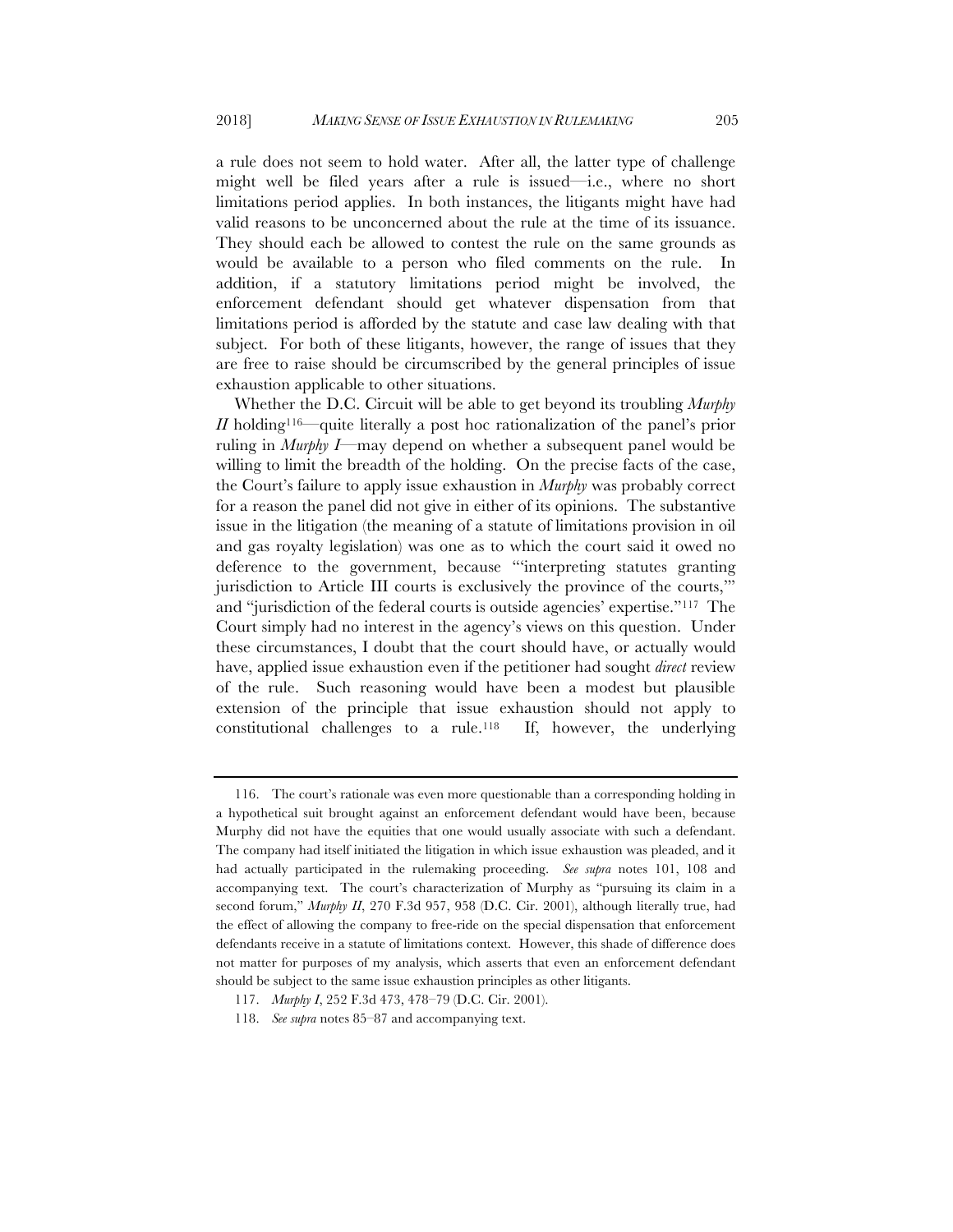a rule does not seem to hold water. After all, the latter type of challenge might well be filed years after a rule is issued—i.e., where no short limitations period applies. In both instances, the litigants might have had valid reasons to be unconcerned about the rule at the time of its issuance. They should each be allowed to contest the rule on the same grounds as would be available to a person who filed comments on the rule. In addition, if a statutory limitations period might be involved, the enforcement defendant should get whatever dispensation from that limitations period is afforded by the statute and case law dealing with that subject. For both of these litigants, however, the range of issues that they are free to raise should be circumscribed by the general principles of issue exhaustion applicable to other situations.

Whether the D.C. Circuit will be able to get beyond its troubling *Murphy II* holding[116]—quite literally a post hoc rationalization of the panel's prior ruling in *Murphy I*—may depend on whether a subsequent panel would be willing to limit the breadth of the holding. On the precise facts of the case, the Court's failure to apply issue exhaustion in *Murphy* was probably correct for a reason the panel did not give in either of its opinions. The substantive issue in the litigation (the meaning of a statute of limitations provision in oil and gas royalty legislation) was one as to which the court said it owed no deference to the government, because "'interpreting statutes granting jurisdiction to Article III courts is exclusively the province of the courts,'" and "jurisdiction of the federal courts is outside agencies' expertise."[117] The Court simply had no interest in the agency's views on this question. Under these circumstances, I doubt that the court should have, or actually would have, applied issue exhaustion even if the petitioner had sought *direct* review of the rule. Such reasoning would have been a modest but plausible extension of the principle that issue exhaustion should not apply to constitutional challenges to a rule.[118] If, however, the underlying

---

116. The court's rationale was even more questionable than a corresponding holding in a hypothetical suit brought against an enforcement defendant would have been, because Murphy did not have the equities that one would usually associate with such a defendant. The company had itself initiated the litigation in which issue exhaustion was pleaded, and it had actually participated in the rulemaking proceeding. *See supra* notes 101, 108 and accompanying text. The court's characterization of Murphy as "pursuing its claim in a second forum," *Murphy II*, 270 F.3d 957, 958 (D.C. Cir. 2001), although literally true, had the effect of allowing the company to free-ride on the special dispensation that enforcement defendants receive in a statute of limitations context. However, this shade of difference does not matter for purposes of my analysis, which asserts that even an enforcement defendant should be subject to the same issue exhaustion principles as other litigants.

117. *Murphy I*, 252 F.3d 473, 478–79 (D.C. Cir. 2001).

118. *See supra* notes 85–87 and accompanying text.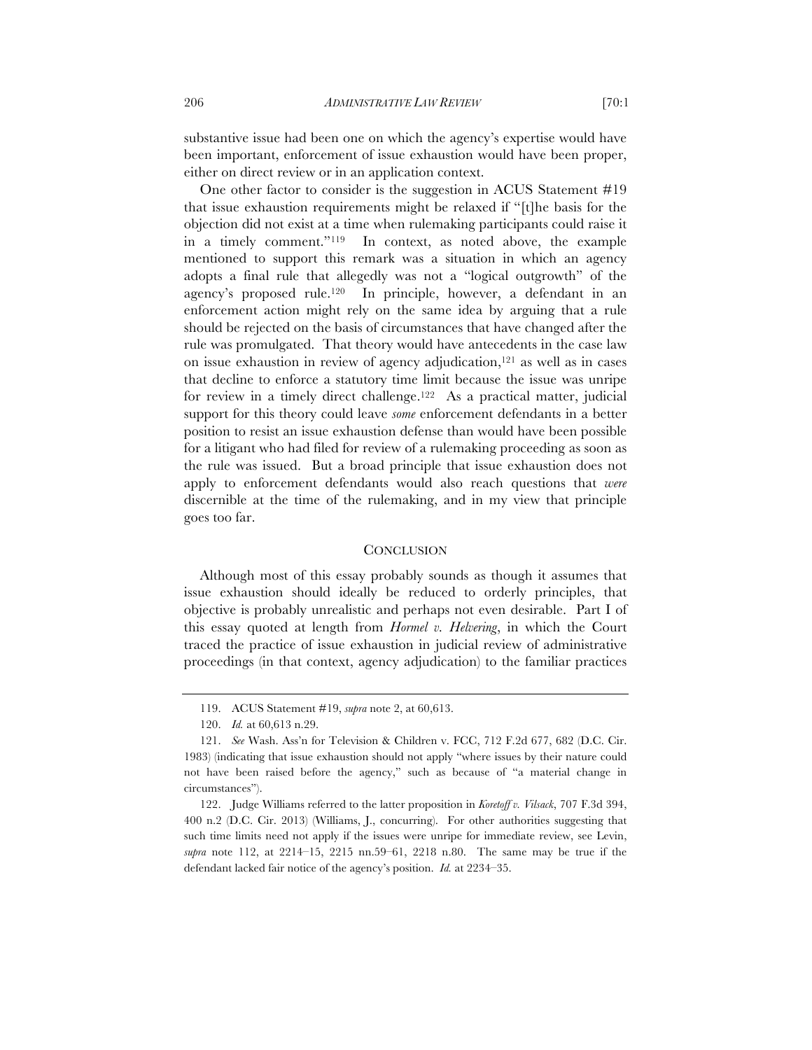substantive issue had been one on which the agency's expertise would have been important, enforcement of issue exhaustion would have been proper, either on direct review or in an application context.

One other factor to consider is the suggestion in ACUS Statement #19 that issue exhaustion requirements might be relaxed if "[t]he basis for the objection did not exist at a time when rulemaking participants could raise it in a timely comment."[119] In context, as noted above, the example mentioned to support this remark was a situation in which an agency adopts a final rule that allegedly was not a "logical outgrowth" of the agency's proposed rule.[120] In principle, however, a defendant in an enforcement action might rely on the same idea by arguing that a rule should be rejected on the basis of circumstances that have changed after the rule was promulgated. That theory would have antecedents in the case law on issue exhaustion in review of agency adjudication,[121] as well as in cases that decline to enforce a statutory time limit because the issue was unripe for review in a timely direct challenge.[122] As a practical matter, judicial support for this theory could leave *some* enforcement defendants in a better position to resist an issue exhaustion defense than would have been possible for a litigant who had filed for review of a rulemaking proceeding as soon as the rule was issued. But a broad principle that issue exhaustion does not apply to enforcement defendants would also reach questions that *were* discernible at the time of the rulemaking, and in my view that principle goes too far.

## CONCLUSION

Although most of this essay probably sounds as though it assumes that issue exhaustion should ideally be reduced to orderly principles, that objective is probably unrealistic and perhaps not even desirable. Part I of this essay quoted at length from *Hormel v. Helvering*, in which the Court traced the practice of issue exhaustion in judicial review of administrative proceedings (in that context, agency adjudication) to the familiar practices

---

119. ACUS Statement #19, *supra* note 2, at 60,613.

120. *Id.* at 60,613 n.29.

121. *See* Wash. Ass'n for Television & Children v. FCC, 712 F.2d 677, 682 (D.C. Cir. 1983) (indicating that issue exhaustion should not apply "where issues by their nature could not have been raised before the agency," such as because of "a material change in circumstances").

122. Judge Williams referred to the latter proposition in *Koretoff v. Vilsack*, 707 F.3d 394, 400 n.2 (D.C. Cir. 2013) (Williams, J., concurring). For other authorities suggesting that such time limits need not apply if the issues were unripe for immediate review, see Levin, *supra* note 112, at 2214–15, 2215 nn.59–61, 2218 n.80. The same may be true if the defendant lacked fair notice of the agency's position. *Id.* at 2234–35.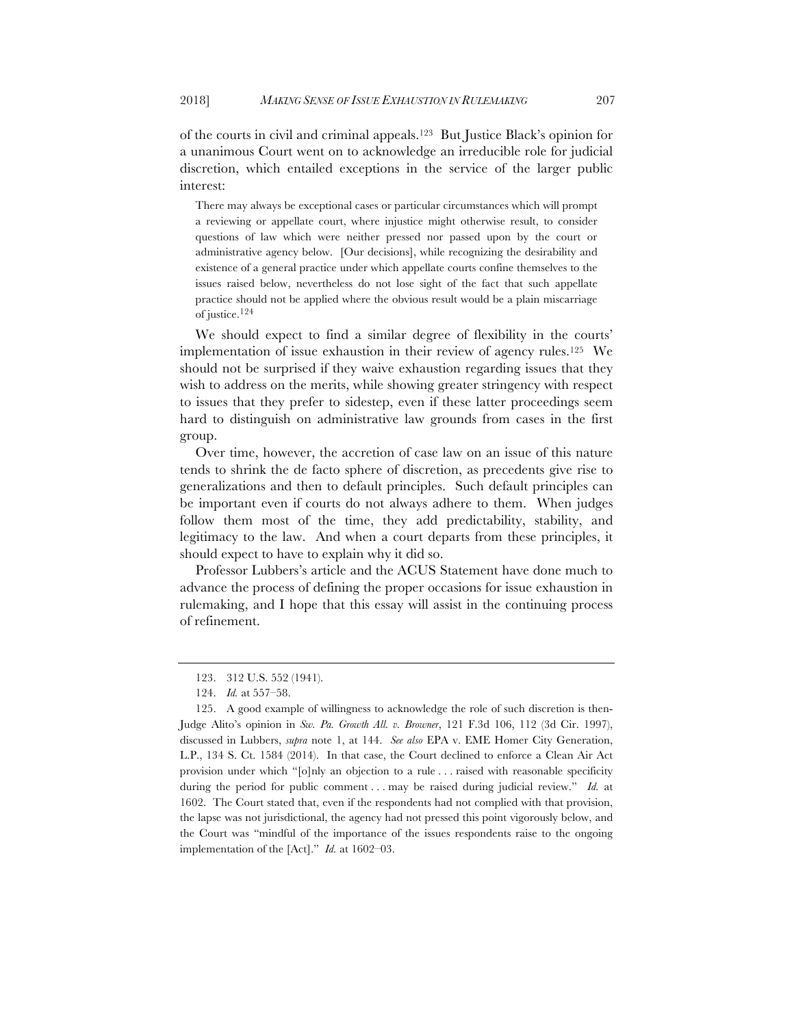of the courts in civil and criminal appeals.[123] But Justice Black's opinion for a unanimous Court went on to acknowledge an irreducible role for judicial discretion, which entailed exceptions in the service of the larger public interest:

> There may always be exceptional cases or particular circumstances which will prompt a reviewing or appellate court, where injustice might otherwise result, to consider questions of law which were neither pressed nor passed upon by the court or administrative agency below. [Our decisions], while recognizing the desirability and existence of a general practice under which appellate courts confine themselves to the issues raised below, nevertheless do not lose sight of the fact that such appellate practice should not be applied where the obvious result would be a plain miscarriage of justice.[124]

We should expect to find a similar degree of flexibility in the courts' implementation of issue exhaustion in their review of agency rules.[125] We should not be surprised if they waive exhaustion regarding issues that they wish to address on the merits, while showing greater stringency with respect to issues that they prefer to sidestep, even if these latter proceedings seem hard to distinguish on administrative law grounds from cases in the first group.

Over time, however, the accretion of case law on an issue of this nature tends to shrink the de facto sphere of discretion, as precedents give rise to generalizations and then to default principles. Such default principles can be important even if courts do not always adhere to them. When judges follow them most of the time, they add predictability, stability, and legitimacy to the law. And when a court departs from these principles, it should expect to have to explain why it did so.

Professor Lubbers's article and the ACUS Statement have done much to advance the process of defining the proper occasions for issue exhaustion in rulemaking, and I hope that this essay will assist in the continuing process of refinement.

---

123. 312 U.S. 552 (1941).

124. *Id.* at 557–58.

125. A good example of willingness to acknowledge the role of such discretion is then-Judge Alito's opinion in *Sw. Pa. Growth All. v. Browner*, 121 F.3d 106, 112 (3d Cir. 1997), discussed in Lubbers, *supra* note 1, at 144. *See also* EPA v. EME Homer City Generation, L.P., 134 S. Ct. 1584 (2014). In that case, the Court declined to enforce a Clean Air Act provision under which "[o]nly an objection to a rule . . . raised with reasonable specificity during the period for public comment . . . may be raised during judicial review." *Id.* at 1602. The Court stated that, even if the respondents had not complied with that provision, the lapse was not jurisdictional, the agency had not pressed this point vigorously below, and the Court was "mindful of the importance of the issues respondents raise to the ongoing implementation of the [Act]." *Id.* at 1602–03.